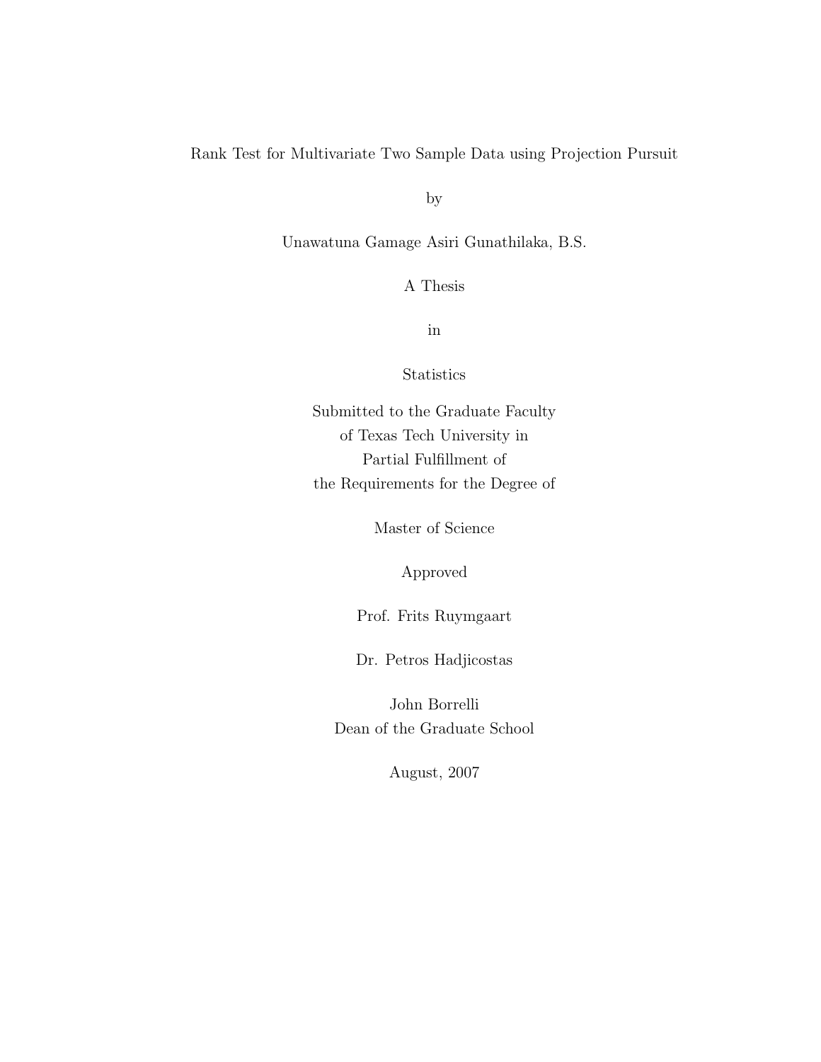# Rank Test for Multivariate Two Sample Data using Projection Pursuit

by

Unawatuna Gamage Asiri Gunathilaka, B.S.

A Thesis

in

Statistics

Submitted to the Graduate Faculty
of Texas Tech University in
Partial Fulfillment of
the Requirements for the Degree of

Master of Science

Approved

Prof. Frits Ruymgaart

Dr. Petros Hadjicostas

John Borrelli
Dean of the Graduate School

August, 2007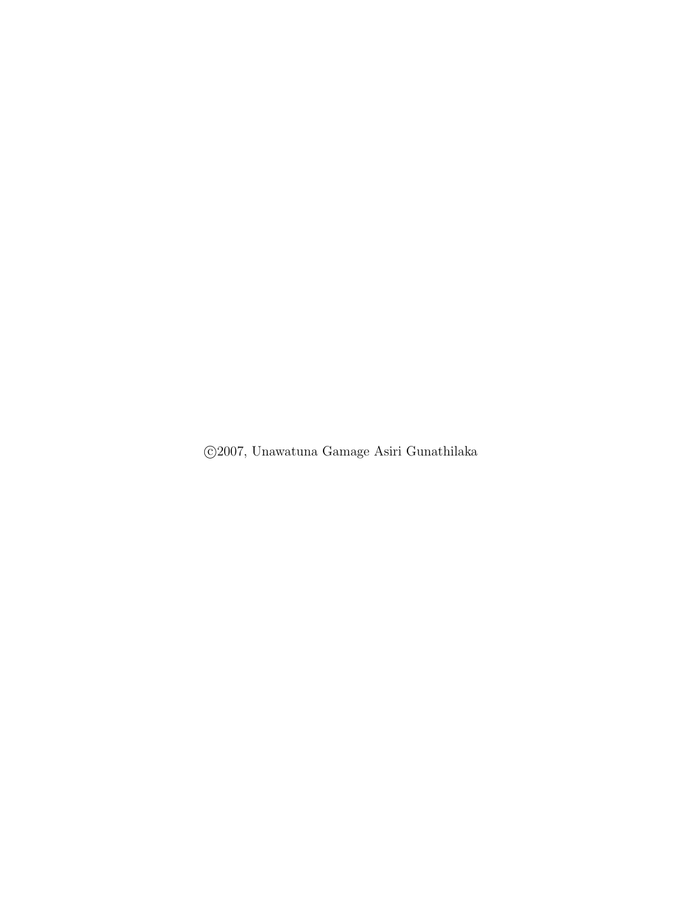©2007, Unawatuna Gamage Asiri Gunathilaka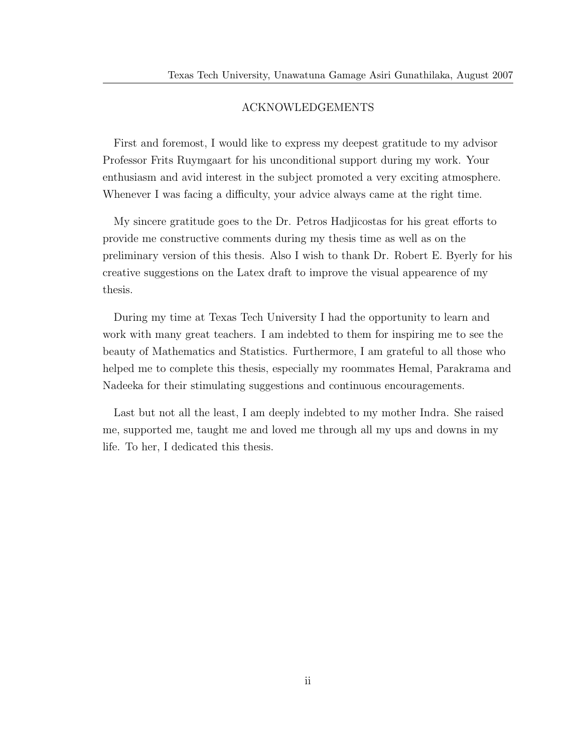# ACKNOWLEDGEMENTS

First and foremost, I would like to express my deepest gratitude to my advisor Professor Frits Ruymgaart for his unconditional support during my work. Your enthusiasm and avid interest in the subject promoted a very exciting atmosphere. Whenever I was facing a difficulty, your advice always came at the right time.

My sincere gratitude goes to the Dr. Petros Hadjicostas for his great efforts to provide me constructive comments during my thesis time as well as on the preliminary version of this thesis. Also I wish to thank Dr. Robert E. Byerly for his creative suggestions on the Latex draft to improve the visual appearence of my thesis.

During my time at Texas Tech University I had the opportunity to learn and work with many great teachers. I am indebted to them for inspiring me to see the beauty of Mathematics and Statistics. Furthermore, I am grateful to all those who helped me to complete this thesis, especially my roommates Hemal, Parakrama and Nadeeka for their stimulating suggestions and continuous encouragements.

Last but not all the least, I am deeply indebted to my mother Indra. She raised me, supported me, taught me and loved me through all my ups and downs in my life. To her, I dedicated this thesis.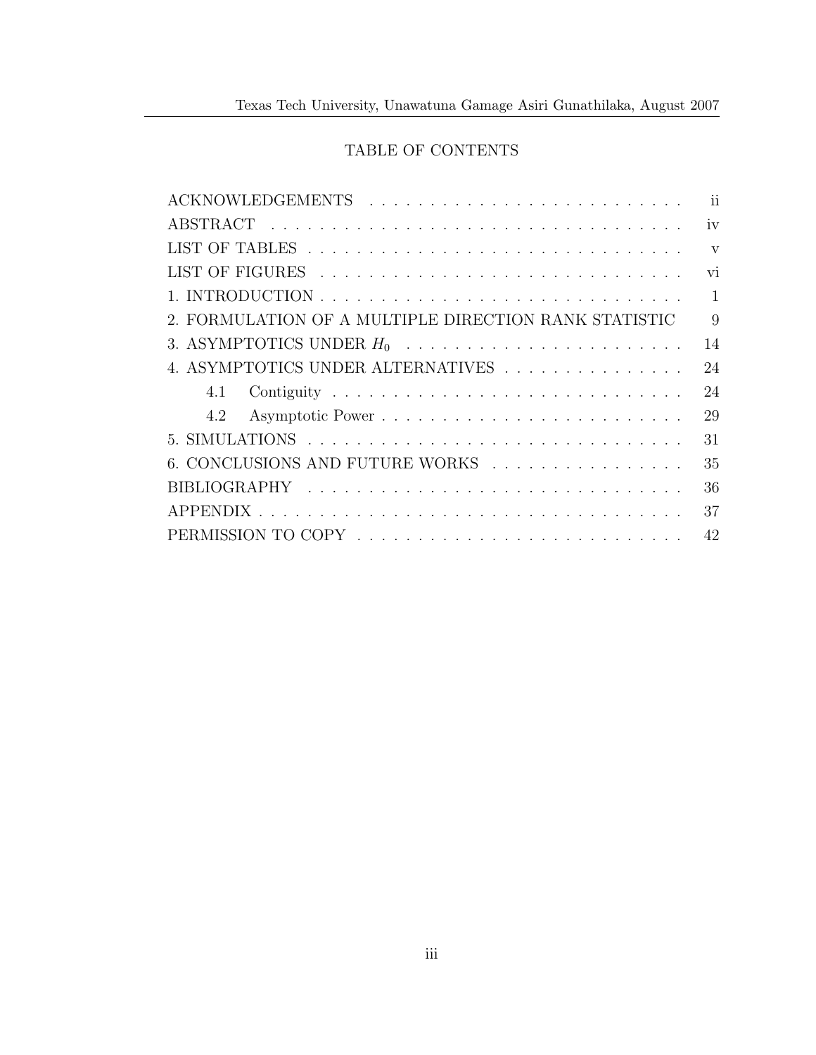## TABLE OF CONTENTS

| | |
|---|---|
| ACKNOWLEDGEMENTS | ii |
| ABSTRACT | iv |
| LIST OF TABLES | v |
| LIST OF FIGURES | vi |
| 1. INTRODUCTION | 1 |
| 2. FORMULATION OF A MULTIPLE DIRECTION RANK STATISTIC | 9 |
| 3. ASYMPTOTICS UNDER $H_0$ | 14 |
| 4. ASYMPTOTICS UNDER ALTERNATIVES | 24 |
| 4.1 Contiguity | 24 |
| 4.2 Asymptotic Power | 29 |
| 5. SIMULATIONS | 31 |
| 6. CONCLUSIONS AND FUTURE WORKS | 35 |
| BIBLIOGRAPHY | 36 |
| APPENDIX | 37 |
| PERMISSION TO COPY | 42 |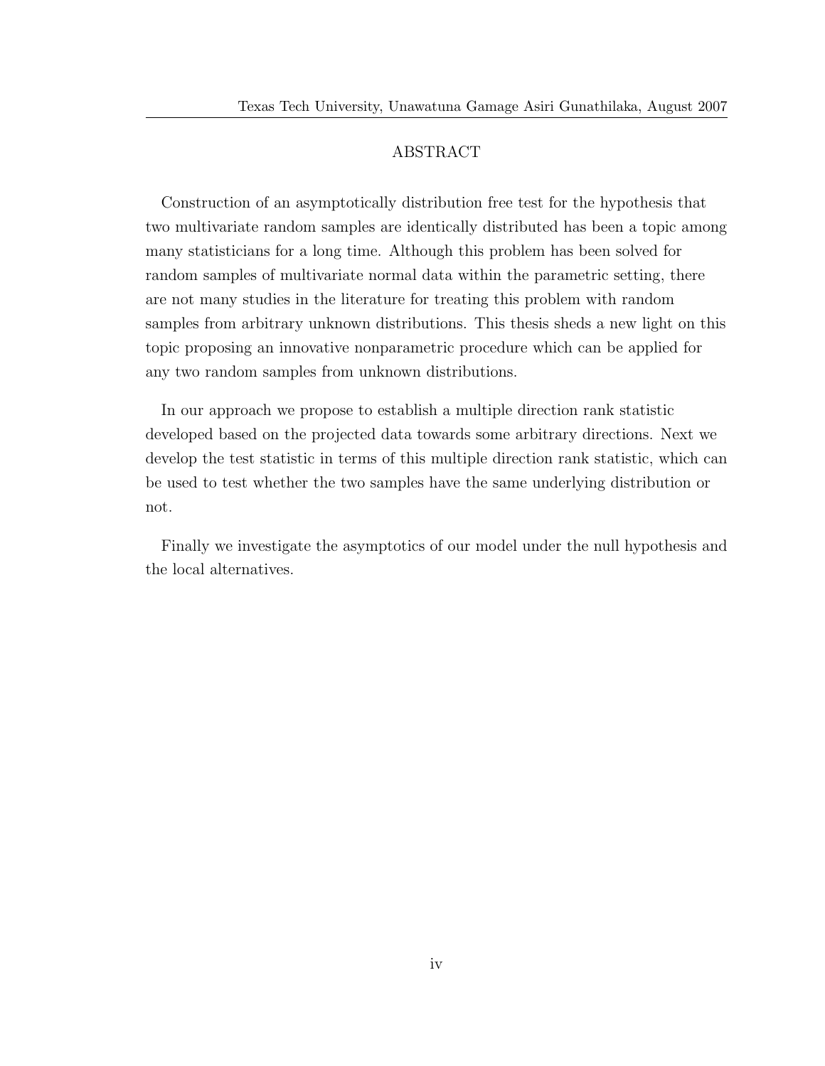# ABSTRACT

Construction of an asymptotically distribution free test for the hypothesis that two multivariate random samples are identically distributed has been a topic among many statisticians for a long time. Although this problem has been solved for random samples of multivariate normal data within the parametric setting, there are not many studies in the literature for treating this problem with random samples from arbitrary unknown distributions. This thesis sheds a new light on this topic proposing an innovative nonparametric procedure which can be applied for any two random samples from unknown distributions.

In our approach we propose to establish a multiple direction rank statistic developed based on the projected data towards some arbitrary directions. Next we develop the test statistic in terms of this multiple direction rank statistic, which can be used to test whether the two samples have the same underlying distribution or not.

Finally we investigate the asymptotics of our model under the null hypothesis and the local alternatives.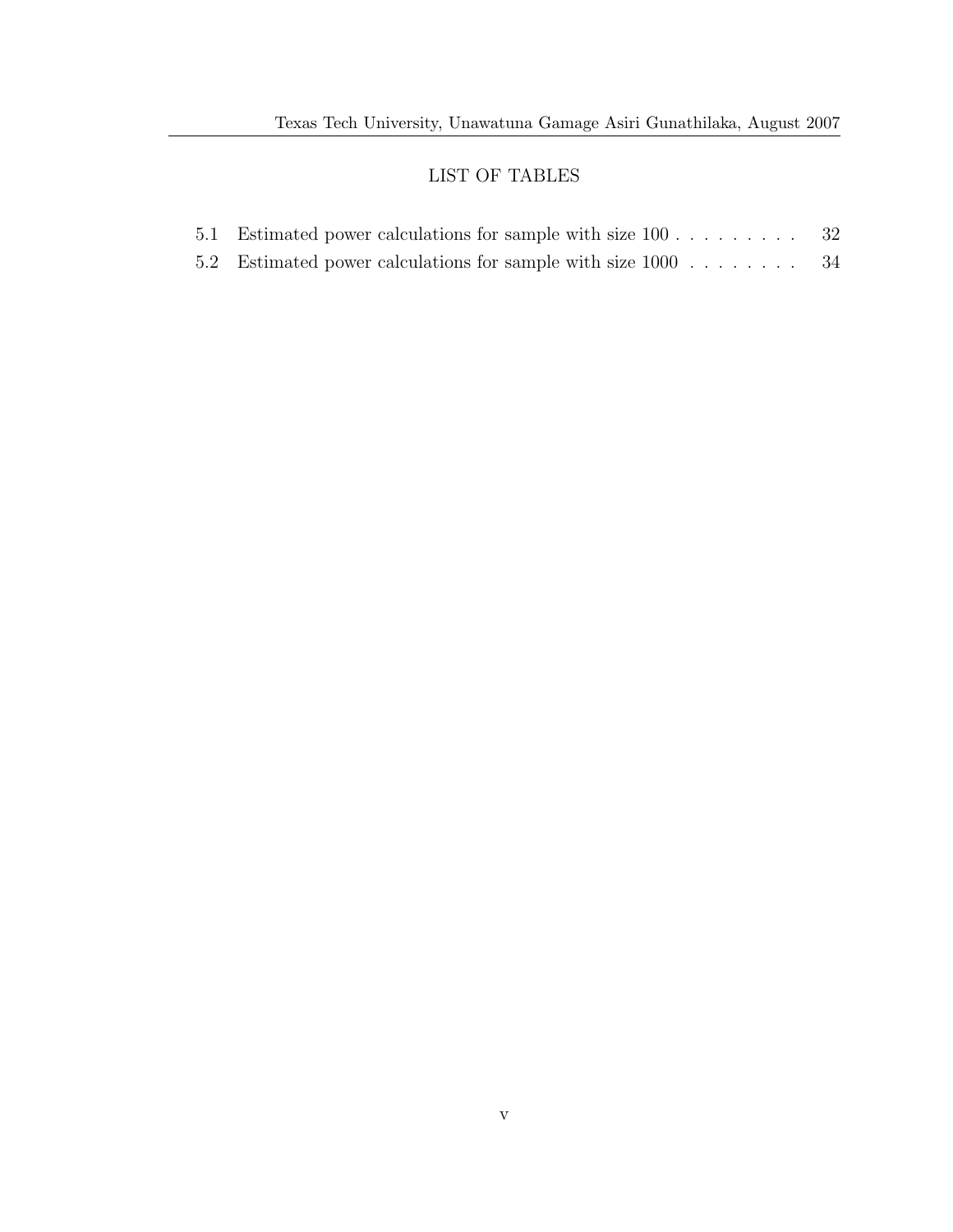# LIST OF TABLES

5.1 Estimated power calculations for sample with size 100 . . . . . . . . . 32

5.2 Estimated power calculations for sample with size 1000 . . . . . . . . 34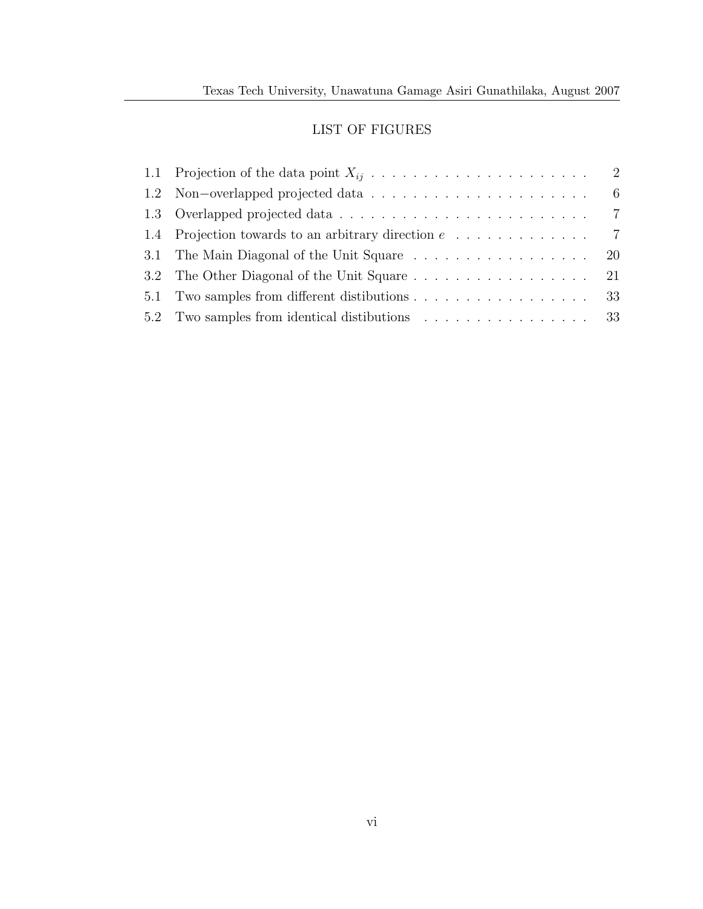## LIST OF FIGURES

1.1 Projection of the data point $X_{ij}$ . . . . . . . . . . . . . . . . . . . . . 2
1.2 Non−overlapped projected data . . . . . . . . . . . . . . . . . . . . . . 6
1.3 Overlapped projected data . . . . . . . . . . . . . . . . . . . . . . . . 7
1.4 Projection towards to an arbitrary direction $e$ . . . . . . . . . . . . . 7
3.1 The Main Diagonal of the Unit Square . . . . . . . . . . . . . . . . . 20
3.2 The Other Diagonal of the Unit Square . . . . . . . . . . . . . . . . . 21
5.1 Two samples from different distibutions . . . . . . . . . . . . . . . . . 33
5.2 Two samples from identical distibutions . . . . . . . . . . . . . . . . 33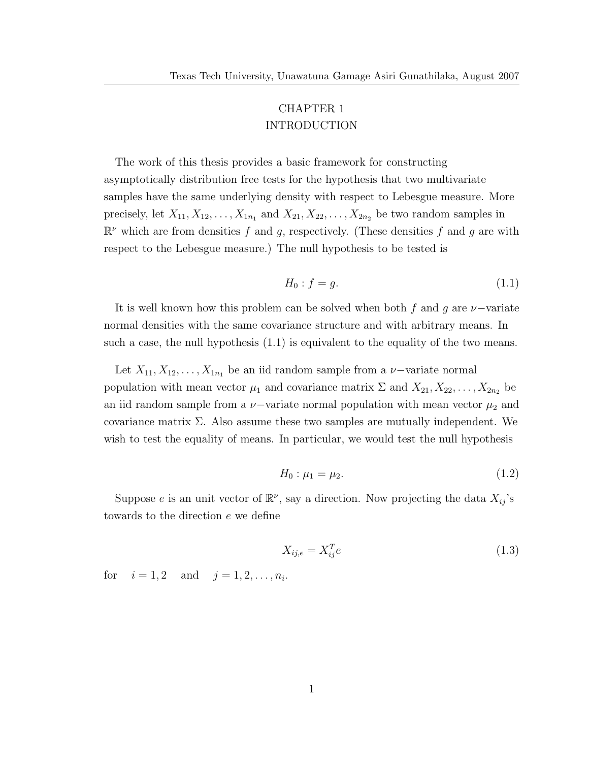# CHAPTER 1
# INTRODUCTION

The work of this thesis provides a basic framework for constructing asymptotically distribution free tests for the hypothesis that two multivariate samples have the same underlying density with respect to Lebesgue measure. More precisely, let $X_{11}, X_{12}, \ldots, X_{1n_1}$ and $X_{21}, X_{22}, \ldots, X_{2n_2}$ be two random samples in $\mathbb{R}^\nu$ which are from densities $f$ and $g$, respectively. (These densities $f$ and $g$ are with respect to the Lebesgue measure.) The null hypothesis to be tested is

$$H_0 : f = g. \tag{1.1}$$

It is well known how this problem can be solved when both $f$ and $g$ are $\nu-$variate normal densities with the same covariance structure and with arbitrary means. In such a case, the null hypothesis (1.1) is equivalent to the equality of the two means.

Let $X_{11}, X_{12}, \ldots, X_{1n_1}$ be an iid random sample from a $\nu-$variate normal population with mean vector $\mu_1$ and covariance matrix $\Sigma$ and $X_{21}, X_{22}, \ldots, X_{2n_2}$ be an iid random sample from a $\nu-$variate normal population with mean vector $\mu_2$ and covariance matrix $\Sigma$. Also assume these two samples are mutually independent. We wish to test the equality of means. In particular, we would test the null hypothesis

$$H_0 : \mu_1 = \mu_2. \tag{1.2}$$

Suppose $e$ is an unit vector of $\mathbb{R}^\nu$, say a direction. Now projecting the data $X_{ij}$'s towards to the direction $e$ we define

$$X_{ij,e} = X_{ij}^T e \tag{1.3}$$

for $\quad i = 1, 2 \quad$ and $\quad j = 1, 2, \ldots, n_i$.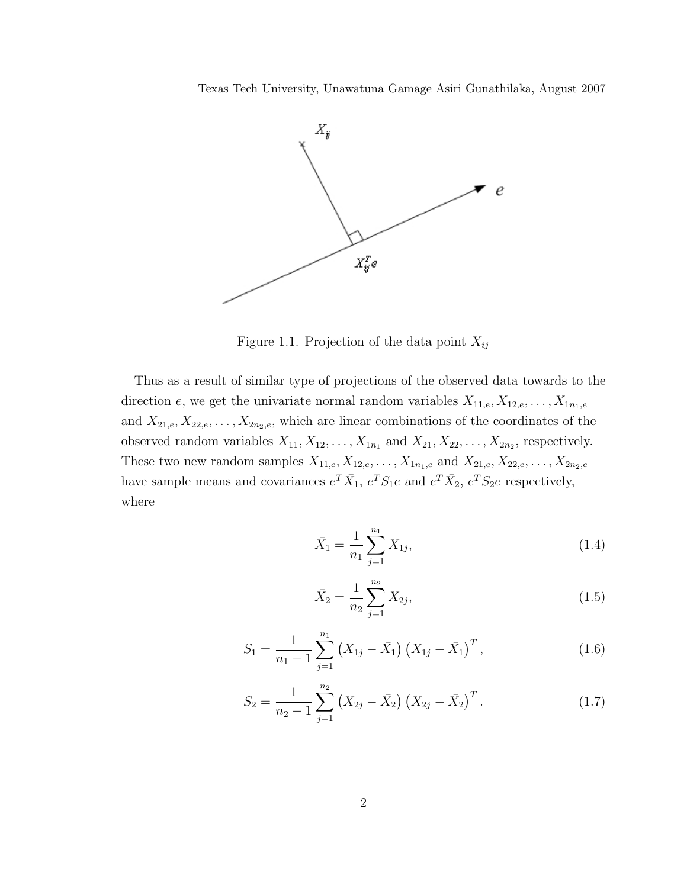Figure 1.1. Projection of the data point $X_{ij}$

Thus as a result of similar type of projections of the observed data towards to the direction $e$, we get the univariate normal random variables $X_{11,e}, X_{12,e}, \ldots, X_{1n_1,e}$ and $X_{21,e}, X_{22,e}, \ldots, X_{2n_2,e}$, which are linear combinations of the coordinates of the observed random variables $X_{11}, X_{12}, \ldots, X_{1n_1}$ and $X_{21}, X_{22}, \ldots, X_{2n_2}$, respectively. These two new random samples $X_{11,e}, X_{12,e}, \ldots, X_{1n_1,e}$ and $X_{21,e}, X_{22,e}, \ldots, X_{2n_2,e}$ have sample means and covariances $e^T\bar{X}_1$, $e^T S_1 e$ and $e^T\bar{X}_2$, $e^T S_2 e$ respectively, where

$$\bar{X}_1 = \frac{1}{n_1}\sum_{j=1}^{n_1} X_{1j}, \tag{1.4}$$

$$\bar{X}_2 = \frac{1}{n_2}\sum_{j=1}^{n_2} X_{2j}, \tag{1.5}$$

$$S_1 = \frac{1}{n_1 - 1}\sum_{j=1}^{n_1} \left(X_{1j} - \bar{X}_1\right)\left(X_{1j} - \bar{X}_1\right)^T, \tag{1.6}$$

$$S_2 = \frac{1}{n_2 - 1}\sum_{j=1}^{n_2} \left(X_{2j} - \bar{X}_2\right)\left(X_{2j} - \bar{X}_2\right)^T. \tag{1.7}$$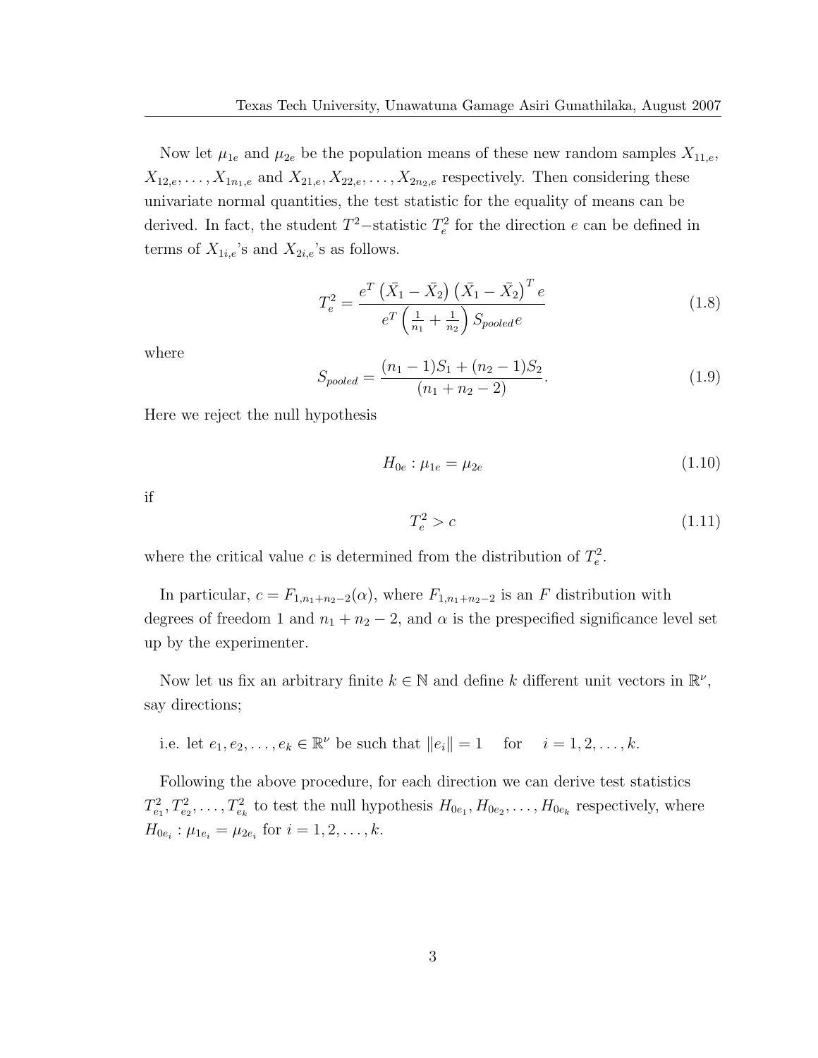Now let $\mu_{1e}$ and $\mu_{2e}$ be the population means of these new random samples $X_{11,e}$, $X_{12,e}, \ldots, X_{1n_1,e}$ and $X_{21,e}, X_{22,e}, \ldots, X_{2n_2,e}$ respectively. Then considering these univariate normal quantities, the test statistic for the equality of means can be derived. In fact, the student $T^2-$statistic $T_e^2$ for the direction $e$ can be defined in terms of $X_{1i,e}$'s and $X_{2i,e}$'s as follows.

$$T_e^2 = \frac{e^T \left(\bar{X}_1 - \bar{X}_2\right) \left(\bar{X}_1 - \bar{X}_2\right)^T e}{e^T \left(\frac{1}{n_1} + \frac{1}{n_2}\right) S_{pooled} e} \tag{1.8}$$

where

$$S_{pooled} = \frac{(n_1 - 1)S_1 + (n_2 - 1)S_2}{(n_1 + n_2 - 2)}. \tag{1.9}$$

Here we reject the null hypothesis

$$H_{0e} : \mu_{1e} = \mu_{2e} \tag{1.10}$$

if

$$T_e^2 > c \tag{1.11}$$

where the critical value $c$ is determined from the distribution of $T_e^2$.

In particular, $c = F_{1,n_1+n_2-2}(\alpha)$, where $F_{1,n_1+n_2-2}$ is an $F$ distribution with degrees of freedom 1 and $n_1 + n_2 - 2$, and $\alpha$ is the prespecified significance level set up by the experimenter.

Now let us fix an arbitrary finite $k \in \mathbb{N}$ and define $k$ different unit vectors in $\mathbb{R}^\nu$, say directions;

i.e. let $e_1, e_2, \ldots, e_k \in \mathbb{R}^\nu$ be such that $\|e_i\| = 1 \quad$ for $\quad i = 1, 2, \ldots, k$.

Following the above procedure, for each direction we can derive test statistics $T_{e_1}^2, T_{e_2}^2, \ldots, T_{e_k}^2$ to test the null hypothesis $H_{0e_1}, H_{0e_2}, \ldots, H_{0e_k}$ respectively, where $H_{0e_i} : \mu_{1e_i} = \mu_{2e_i}$ for $i = 1, 2, \ldots, k$.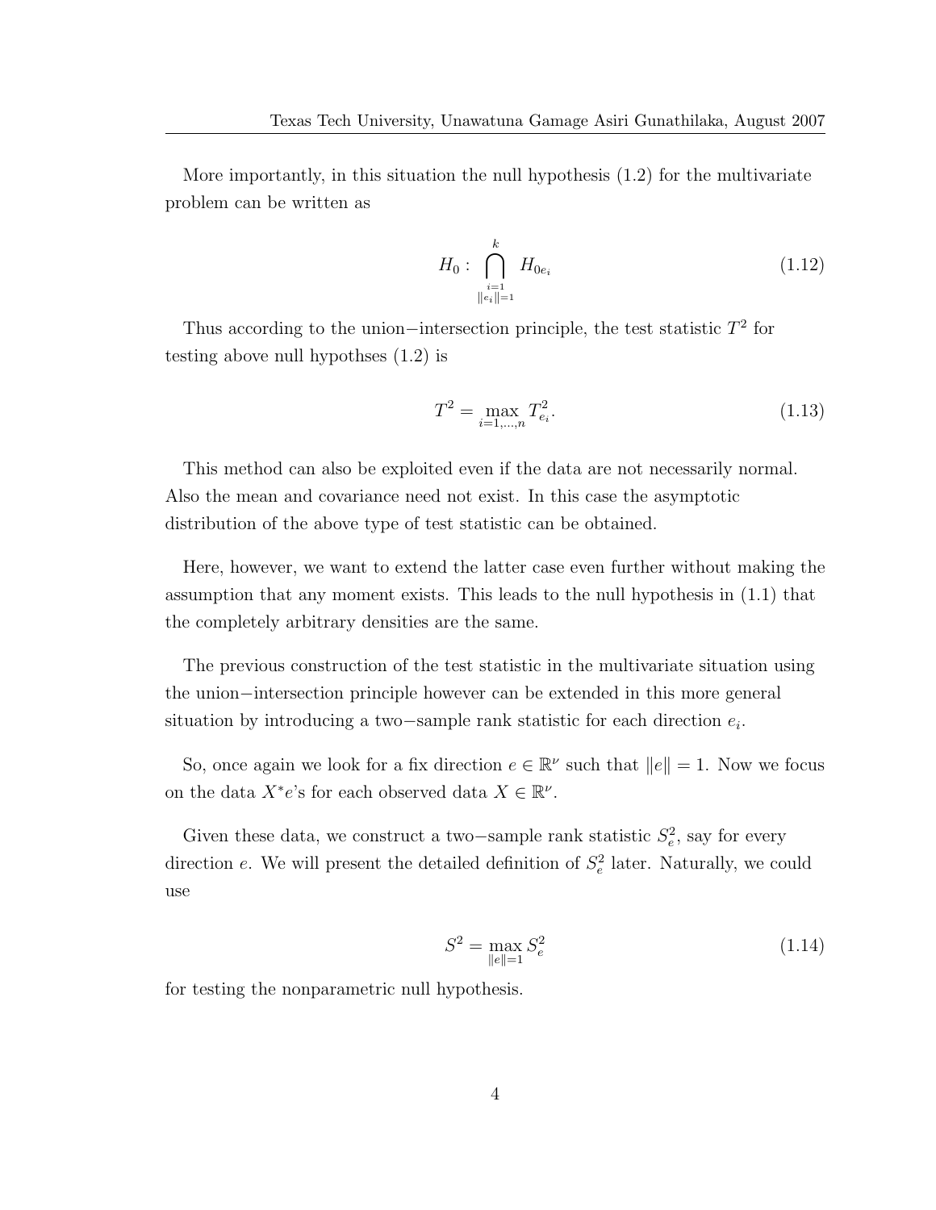More importantly, in this situation the null hypothesis (1.2) for the multivariate problem can be written as

$$H_0 : \bigcap_{\substack{i=1 \\ \|e_i\|=1}}^{k} H_{0e_i} \tag{1.12}$$

Thus according to the union−intersection principle, the test statistic $T^2$ for testing above null hypothses (1.2) is

$$T^2 = \max_{i=1,\ldots,n} T^2_{e_i}. \tag{1.13}$$

This method can also be exploited even if the data are not necessarily normal. Also the mean and covariance need not exist. In this case the asymptotic distribution of the above type of test statistic can be obtained.

Here, however, we want to extend the latter case even further without making the assumption that any moment exists. This leads to the null hypothesis in (1.1) that the completely arbitrary densities are the same.

The previous construction of the test statistic in the multivariate situation using the union−intersection principle however can be extended in this more general situation by introducing a two−sample rank statistic for each direction $e_i$.

So, once again we look for a fix direction $e \in \mathbb{R}^\nu$ such that $\|e\| = 1$. Now we focus on the data $X^*e$'s for each observed data $X \in \mathbb{R}^\nu$.

Given these data, we construct a two−sample rank statistic $S^2_e$, say for every direction $e$. We will present the detailed definition of $S^2_e$ later. Naturally, we could use

$$S^2 = \max_{\|e\|=1} S^2_e \tag{1.14}$$

for testing the nonparametric null hypothesis.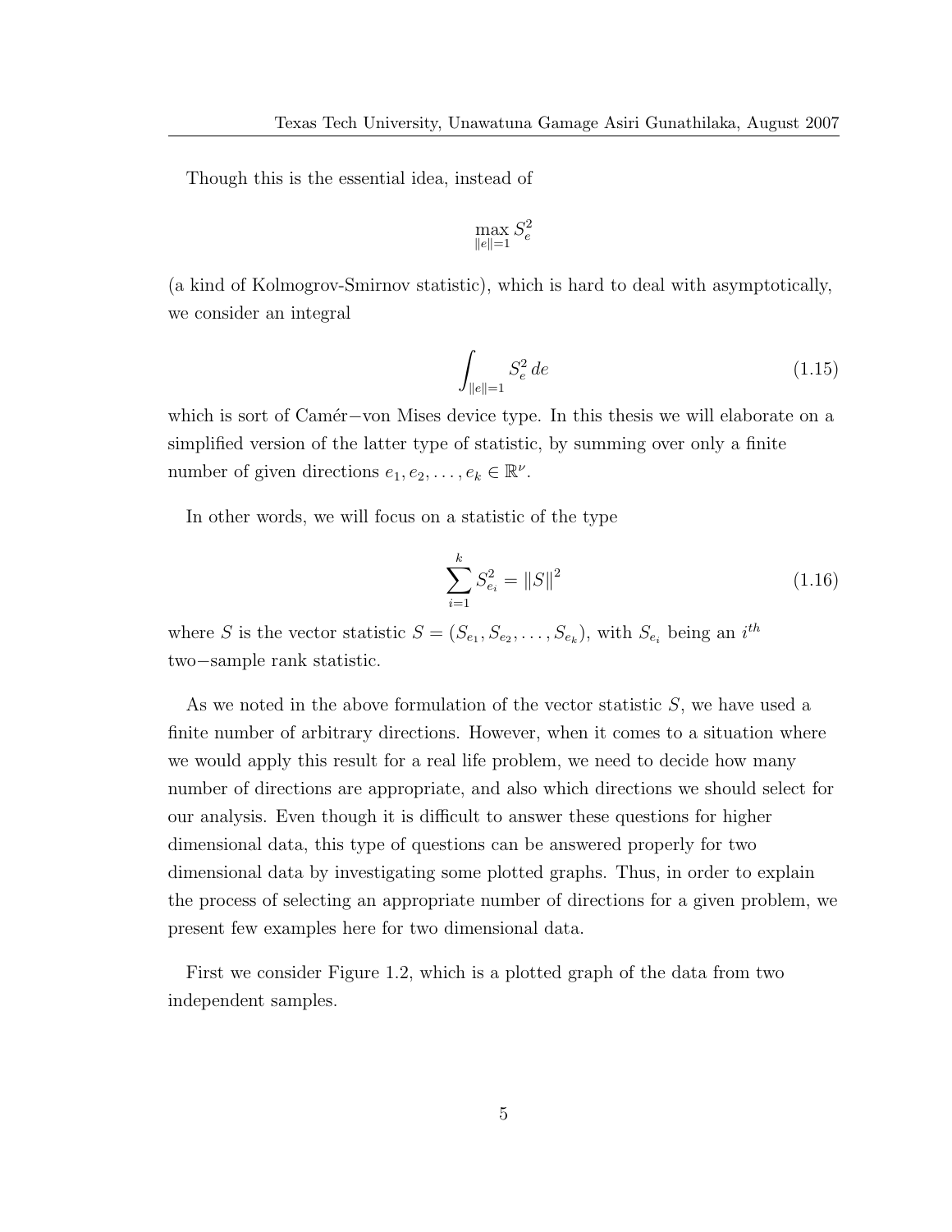Though this is the essential idea, instead of

$$\max_{\|e\|=1} S_e^2$$

(a kind of Kolmogrov-Smirnov statistic), which is hard to deal with asymptotically, we consider an integral

$$\int_{\|e\|=1} S_e^2 \, de \tag{1.15}$$

which is sort of Camér−von Mises device type. In this thesis we will elaborate on a simplified version of the latter type of statistic, by summing over only a finite number of given directions $e_1, e_2, \ldots, e_k \in \mathbb{R}^\nu$.

In other words, we will focus on a statistic of the type

$$\sum_{i=1}^{k} S_{e_i}^2 = \|S\|^2 \tag{1.16}$$

where $S$ is the vector statistic $S = (S_{e_1}, S_{e_2}, \ldots, S_{e_k})$, with $S_{e_i}$ being an $i^{th}$ two−sample rank statistic.

As we noted in the above formulation of the vector statistic $S$, we have used a finite number of arbitrary directions. However, when it comes to a situation where we would apply this result for a real life problem, we need to decide how many number of directions are appropriate, and also which directions we should select for our analysis. Even though it is difficult to answer these questions for higher dimensional data, this type of questions can be answered properly for two dimensional data by investigating some plotted graphs. Thus, in order to explain the process of selecting an appropriate number of directions for a given problem, we present few examples here for two dimensional data.

First we consider Figure 1.2, which is a plotted graph of the data from two independent samples.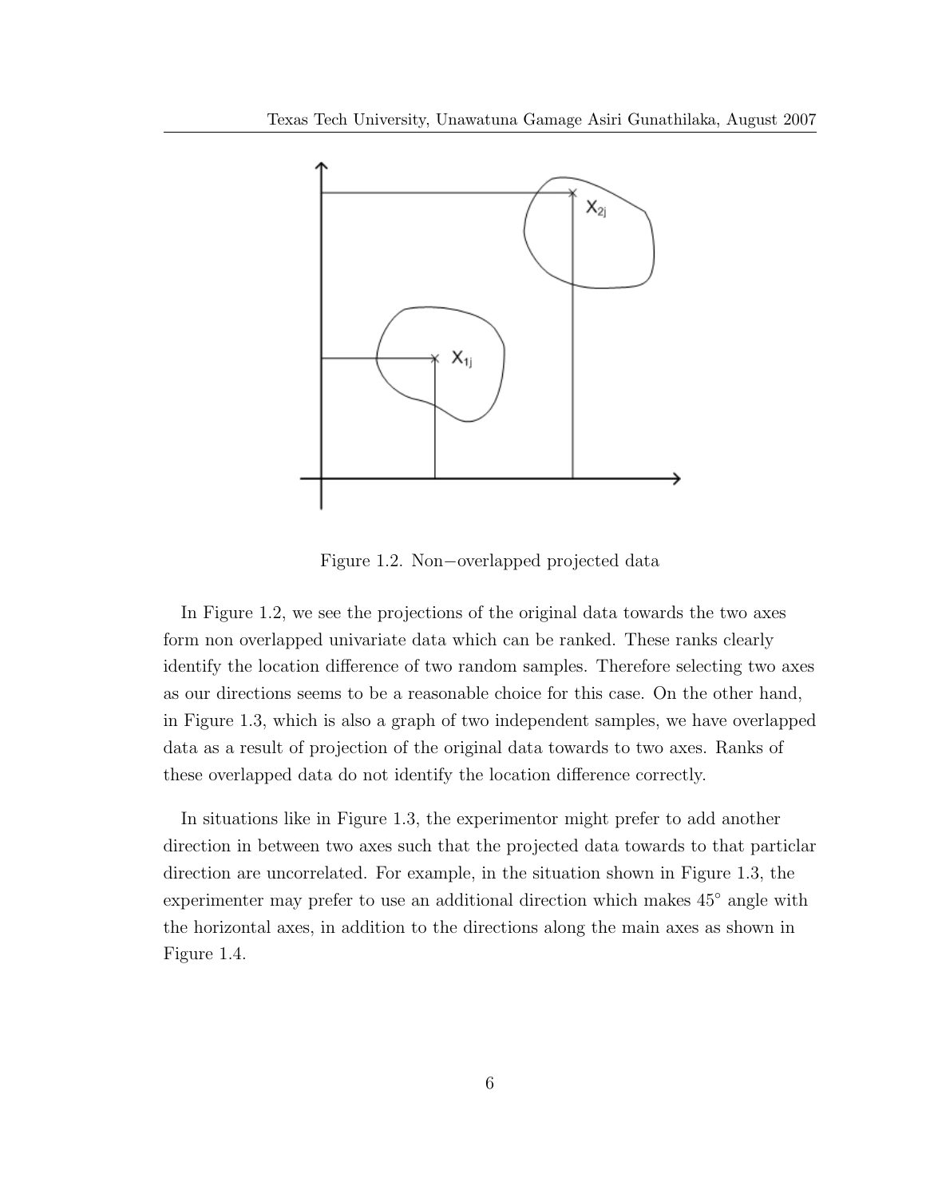Figure 1.2. Non−overlapped projected data

In Figure 1.2, we see the projections of the original data towards the two axes form non overlapped univariate data which can be ranked. These ranks clearly identify the location difference of two random samples. Therefore selecting two axes as our directions seems to be a reasonable choice for this case. On the other hand, in Figure 1.3, which is also a graph of two independent samples, we have overlapped data as a result of projection of the original data towards to two axes. Ranks of these overlapped data do not identify the location difference correctly.

In situations like in Figure 1.3, the experimentor might prefer to add another direction in between two axes such that the projected data towards to that particlar direction are uncorrelated. For example, in the situation shown in Figure 1.3, the experimenter may prefer to use an additional direction which makes $45^\circ$ angle with the horizontal axes, in addition to the directions along the main axes as shown in Figure 1.4.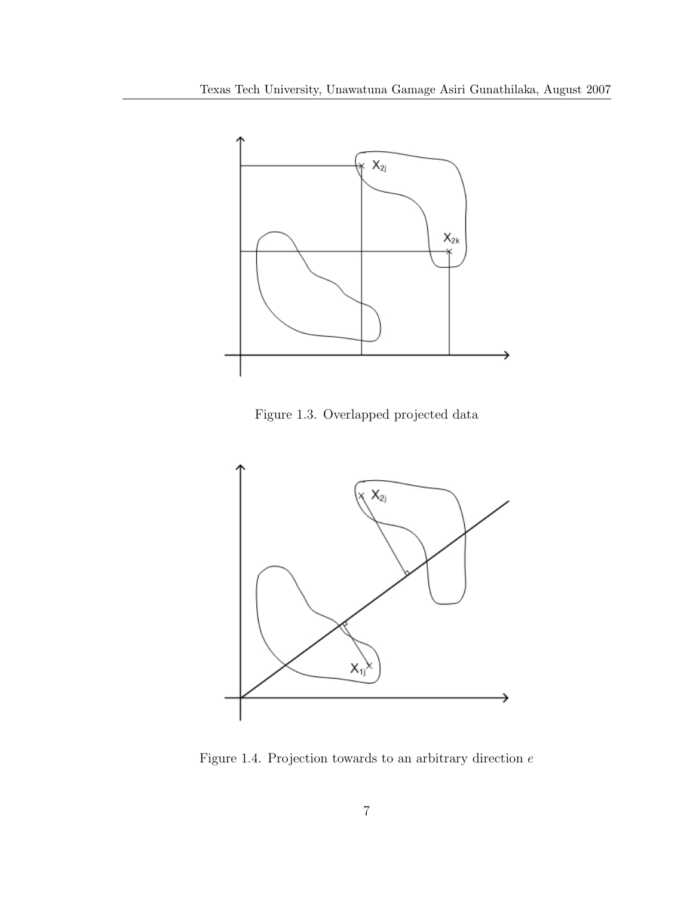Figure 1.3. Overlapped projected data

Figure 1.4. Projection towards to an arbitrary direction $e$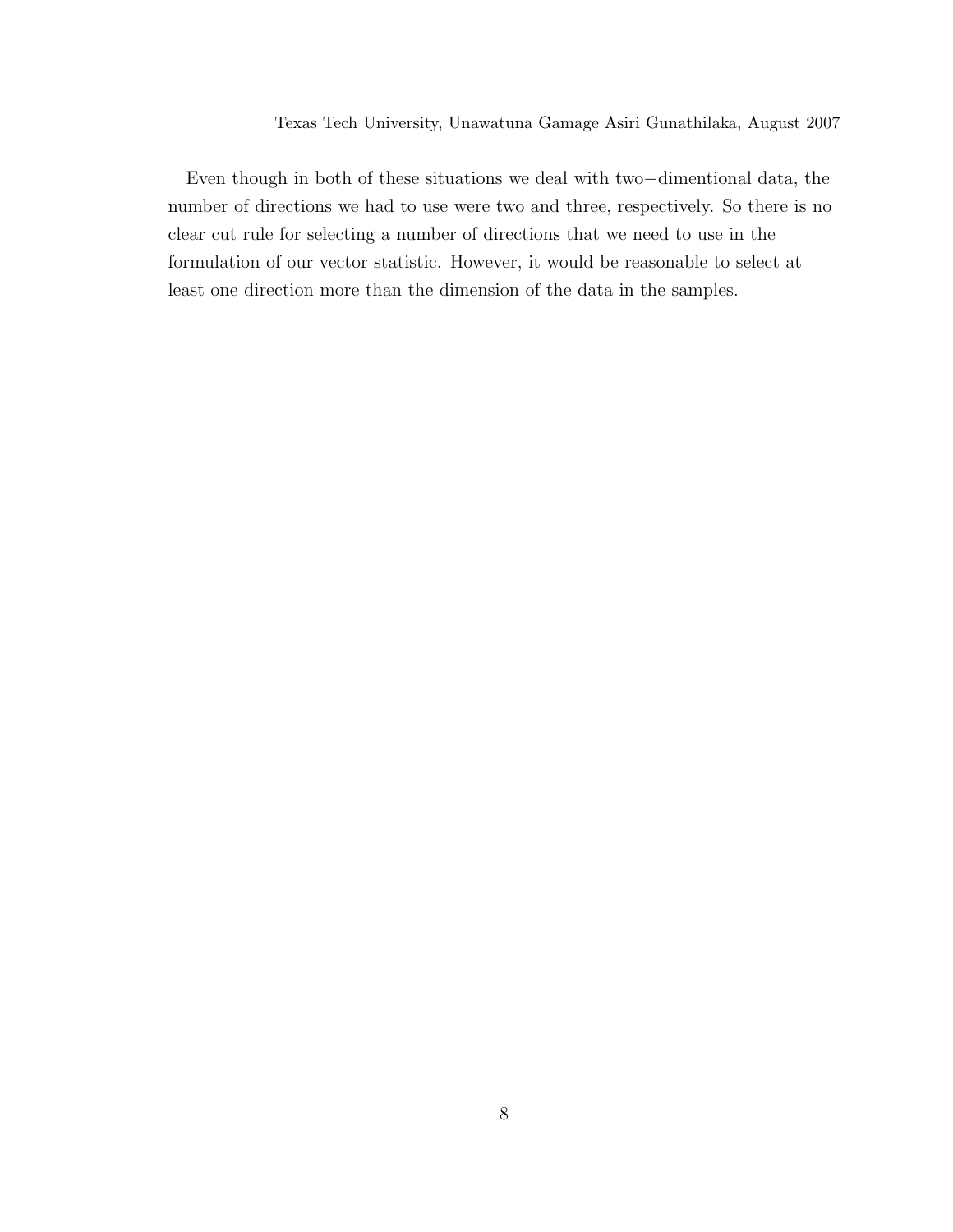Even though in both of these situations we deal with two−dimentional data, the number of directions we had to use were two and three, respectively. So there is no clear cut rule for selecting a number of directions that we need to use in the formulation of our vector statistic. However, it would be reasonable to select at least one direction more than the dimension of the data in the samples.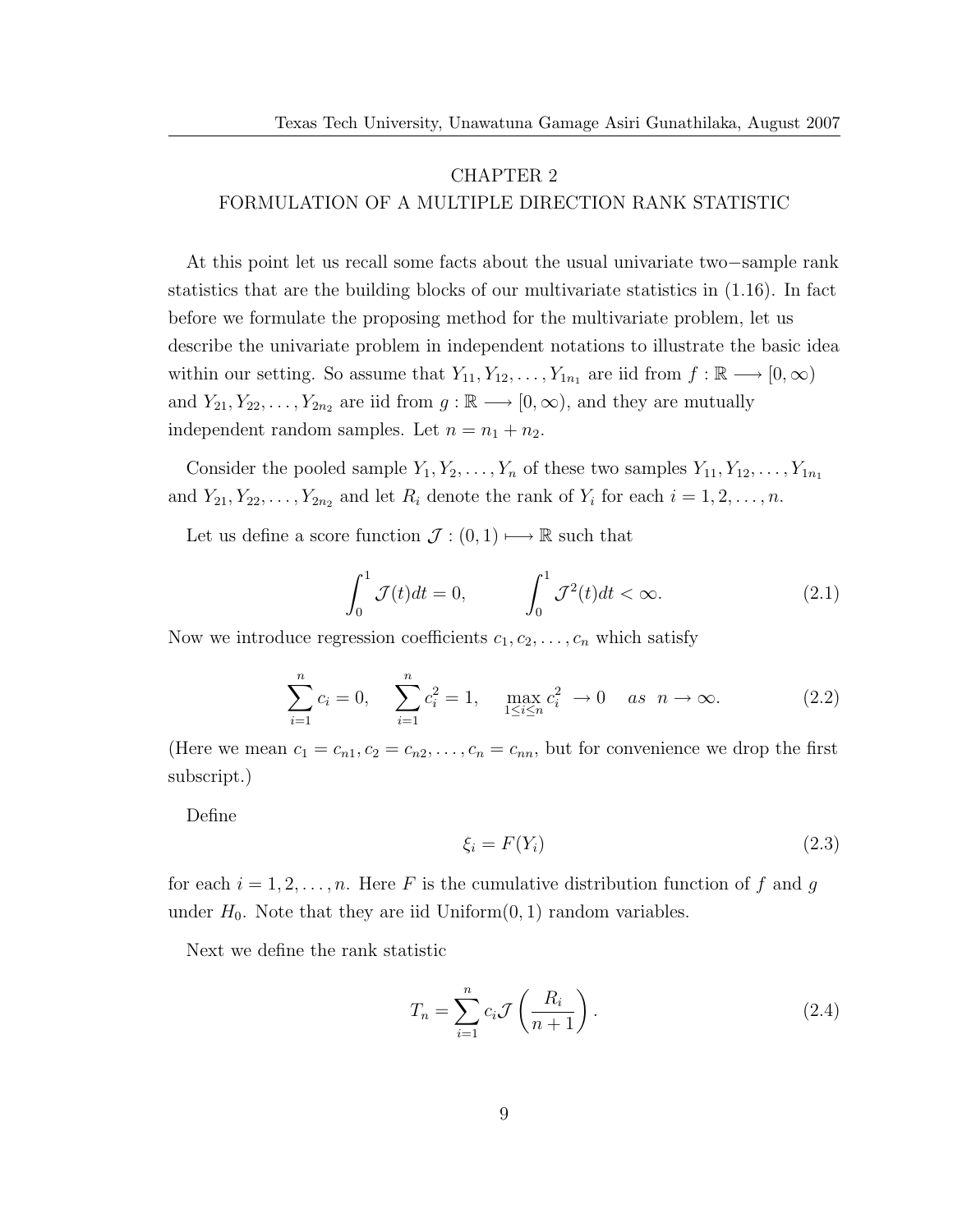# CHAPTER 2
# FORMULATION OF A MULTIPLE DIRECTION RANK STATISTIC

At this point let us recall some facts about the usual univariate two−sample rank statistics that are the building blocks of our multivariate statistics in (1.16). In fact before we formulate the proposing method for the multivariate problem, let us describe the univariate problem in independent notations to illustrate the basic idea within our setting. So assume that $Y_{11}, Y_{12}, \ldots, Y_{1n_1}$ are iid from $f : \mathbb{R} \longrightarrow [0, \infty)$ and $Y_{21}, Y_{22}, \ldots, Y_{2n_2}$ are iid from $g : \mathbb{R} \longrightarrow [0, \infty)$, and they are mutually independent random samples. Let $n = n_1 + n_2$.

Consider the pooled sample $Y_1, Y_2, \ldots, Y_n$ of these two samples $Y_{11}, Y_{12}, \ldots, Y_{1n_1}$ and $Y_{21}, Y_{22}, \ldots, Y_{2n_2}$ and let $R_i$ denote the rank of $Y_i$ for each $i = 1, 2, \ldots, n$.

Let us define a score function $\mathcal{J} : (0, 1) \longmapsto \mathbb{R}$ such that

$$\int_0^1 \mathcal{J}(t)dt = 0, \qquad \int_0^1 \mathcal{J}^2(t)dt < \infty. \tag{2.1}$$

Now we introduce regression coefficients $c_1, c_2, \ldots, c_n$ which satisfy

$$\sum_{i=1}^{n} c_i = 0, \quad \sum_{i=1}^{n} c_i^2 = 1, \quad \max_{1 \le i \le n} c_i^2 \ \to 0 \quad as \ \ n \to \infty. \tag{2.2}$$

(Here we mean $c_1 = c_{n1}, c_2 = c_{n2}, \ldots, c_n = c_{nn}$, but for convenience we drop the first subscript.)

Define

$$\xi_i = F(Y_i) \tag{2.3}$$

for each $i = 1, 2, \ldots, n$. Here $F$ is the cumulative distribution function of $f$ and $g$ under $H_0$. Note that they are iid Uniform$(0, 1)$ random variables.

Next we define the rank statistic

$$T_n = \sum_{i=1}^{n} c_i \mathcal{J}\left(\frac{R_i}{n+1}\right). \tag{2.4}$$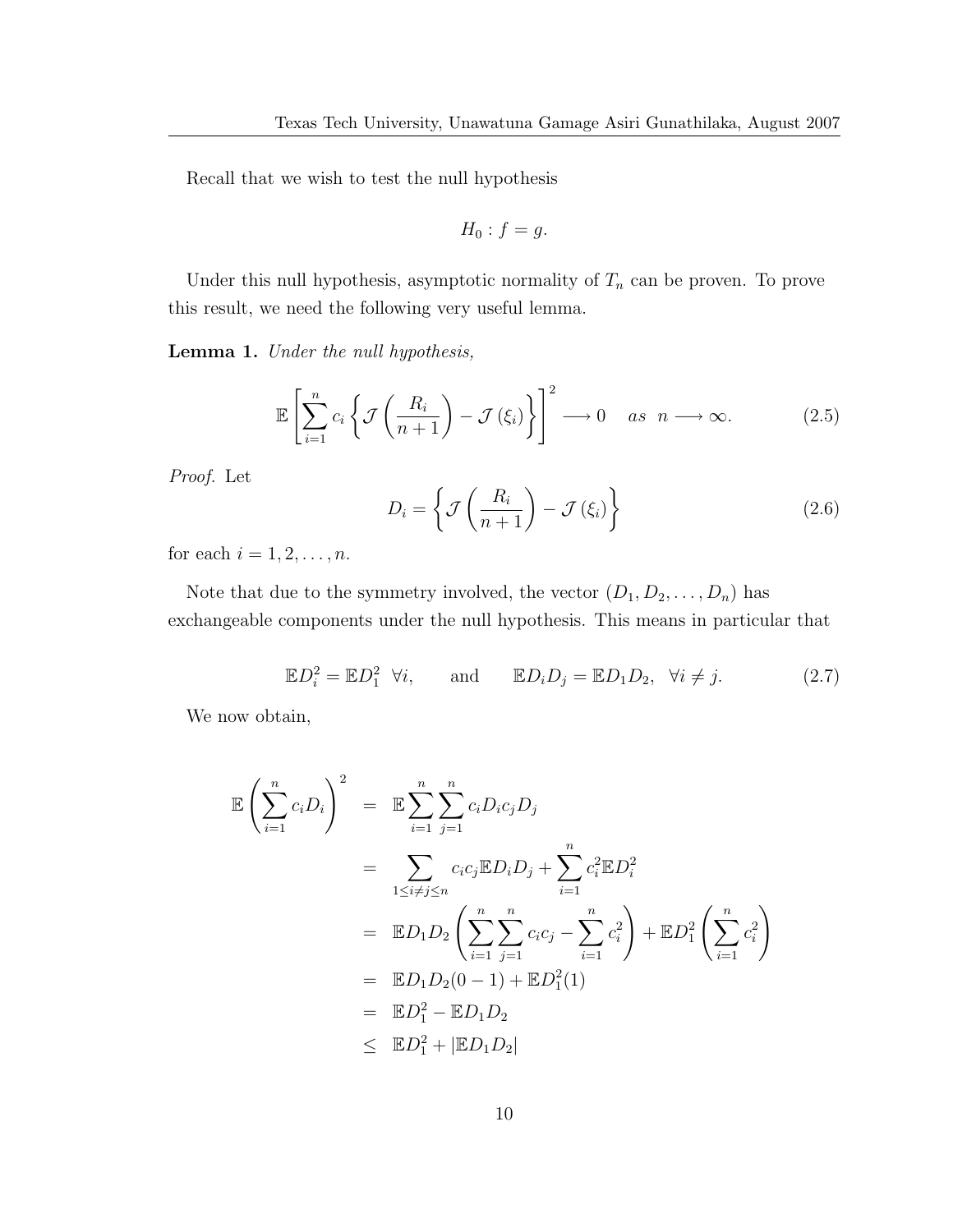Recall that we wish to test the null hypothesis

$$H_0 : f = g.$$

Under this null hypothesis, asymptotic normality of $T_n$ can be proven. To prove this result, we need the following very useful lemma.

**Lemma 1.** *Under the null hypothesis,*

$$\mathbb{E}\left[\sum_{i=1}^{n} c_i \left\{\mathcal{J}\left(\frac{R_i}{n+1}\right) - \mathcal{J}(\xi_i)\right\}\right]^2 \longrightarrow 0 \quad as \;\; n \longrightarrow \infty. \tag{2.5}$$

*Proof.* Let

$$D_i = \left\{\mathcal{J}\left(\frac{R_i}{n+1}\right) - \mathcal{J}(\xi_i)\right\} \tag{2.6}$$

for each $i = 1, 2, \ldots, n$.

Note that due to the symmetry involved, the vector $(D_1, D_2, \ldots, D_n)$ has exchangeable components under the null hypothesis. This means in particular that

$$\mathbb{E}D_i^2 = \mathbb{E}D_1^2 \;\; \forall i, \qquad \text{and} \qquad \mathbb{E}D_iD_j = \mathbb{E}D_1D_2, \;\; \forall i \neq j. \tag{2.7}$$

We now obtain,

$$\begin{aligned}
\mathbb{E}\left(\sum_{i=1}^{n} c_i D_i\right)^2 &= \mathbb{E}\sum_{i=1}^{n}\sum_{j=1}^{n} c_i D_i c_j D_j \\
&= \sum_{1 \le i \neq j \le n} c_i c_j \mathbb{E}D_iD_j + \sum_{i=1}^{n} c_i^2 \mathbb{E}D_i^2 \\
&= \mathbb{E}D_1D_2\left(\sum_{i=1}^{n}\sum_{j=1}^{n} c_i c_j - \sum_{i=1}^{n} c_i^2\right) + \mathbb{E}D_1^2\left(\sum_{i=1}^{n} c_i^2\right) \\
&= \mathbb{E}D_1D_2(0-1) + \mathbb{E}D_1^2(1) \\
&= \mathbb{E}D_1^2 - \mathbb{E}D_1D_2 \\
&\le \mathbb{E}D_1^2 + |\mathbb{E}D_1D_2|
\end{aligned}$$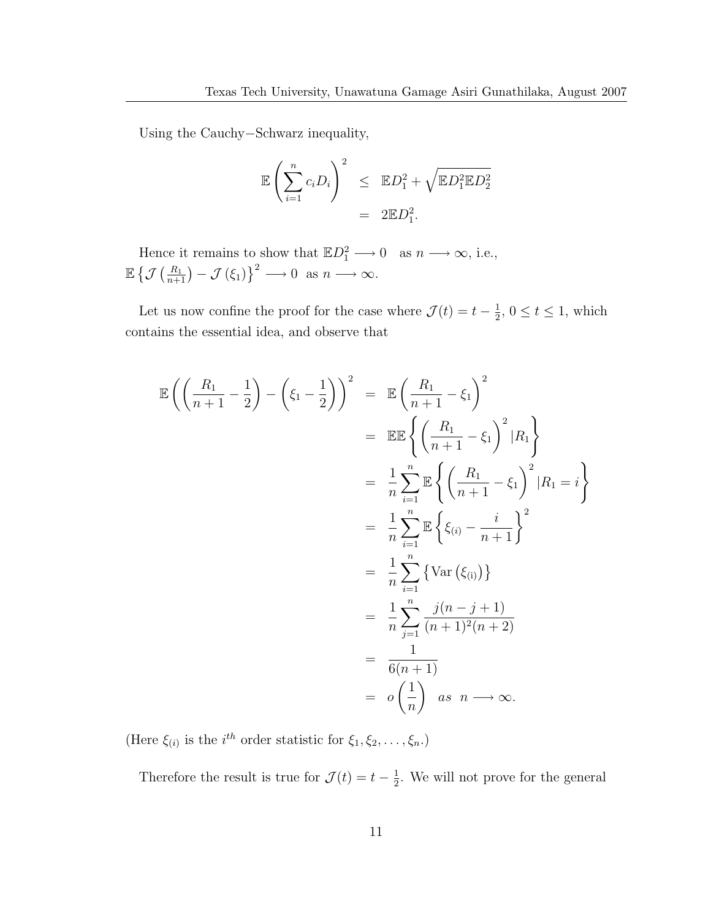Using the Cauchy−Schwarz inequality,

$$
\begin{aligned}
\mathbb{E}\left(\sum_{i=1}^{n} c_i D_i\right)^2 &\leq \mathbb{E}D_1^2 + \sqrt{\mathbb{E}D_1^2 \mathbb{E}D_2^2} \\
&= 2\mathbb{E}D_1^2.
\end{aligned}
$$

Hence it remains to show that $\mathbb{E}D_1^2 \longrightarrow 0$ as $n \longrightarrow \infty$, i.e., $\mathbb{E}\left\{\mathcal{J}\left(\frac{R_1}{n+1}\right) - \mathcal{J}\left(\xi_1\right)\right\}^2 \longrightarrow 0$ as $n \longrightarrow \infty$.

Let us now confine the proof for the case where $\mathcal{J}(t) = t - \frac{1}{2}$, $0 \leq t \leq 1$, which contains the essential idea, and observe that

$$
\begin{aligned}
\mathbb{E}\left(\left(\frac{R_1}{n+1} - \frac{1}{2}\right) - \left(\xi_1 - \frac{1}{2}\right)\right)^2 &= \mathbb{E}\left(\frac{R_1}{n+1} - \xi_1\right)^2 \\
&= \mathbb{E}\mathbb{E}\left\{\left(\frac{R_1}{n+1} - \xi_1\right)^2 | R_1\right\} \\
&= \frac{1}{n}\sum_{i=1}^{n} \mathbb{E}\left\{\left(\frac{R_1}{n+1} - \xi_1\right)^2 | R_1 = i\right\} \\
&= \frac{1}{n}\sum_{i=1}^{n} \mathbb{E}\left\{\xi_{(i)} - \frac{i}{n+1}\right\}^2 \\
&= \frac{1}{n}\sum_{i=1}^{n} \left\{\mathrm{Var}\left(\xi_{(\mathrm{i})}\right)\right\} \\
&= \frac{1}{n}\sum_{j=1}^{n} \frac{j(n-j+1)}{(n+1)^2(n+2)} \\
&= \frac{1}{6(n+1)} \\
&= o\left(\frac{1}{n}\right) \quad as \;\; n \longrightarrow \infty.
\end{aligned}
$$

(Here $\xi_{(i)}$ is the $i^{th}$ order statistic for $\xi_1, \xi_2, \ldots, \xi_n$.)

Therefore the result is true for $\mathcal{J}(t) = t - \frac{1}{2}$. We will not prove for the general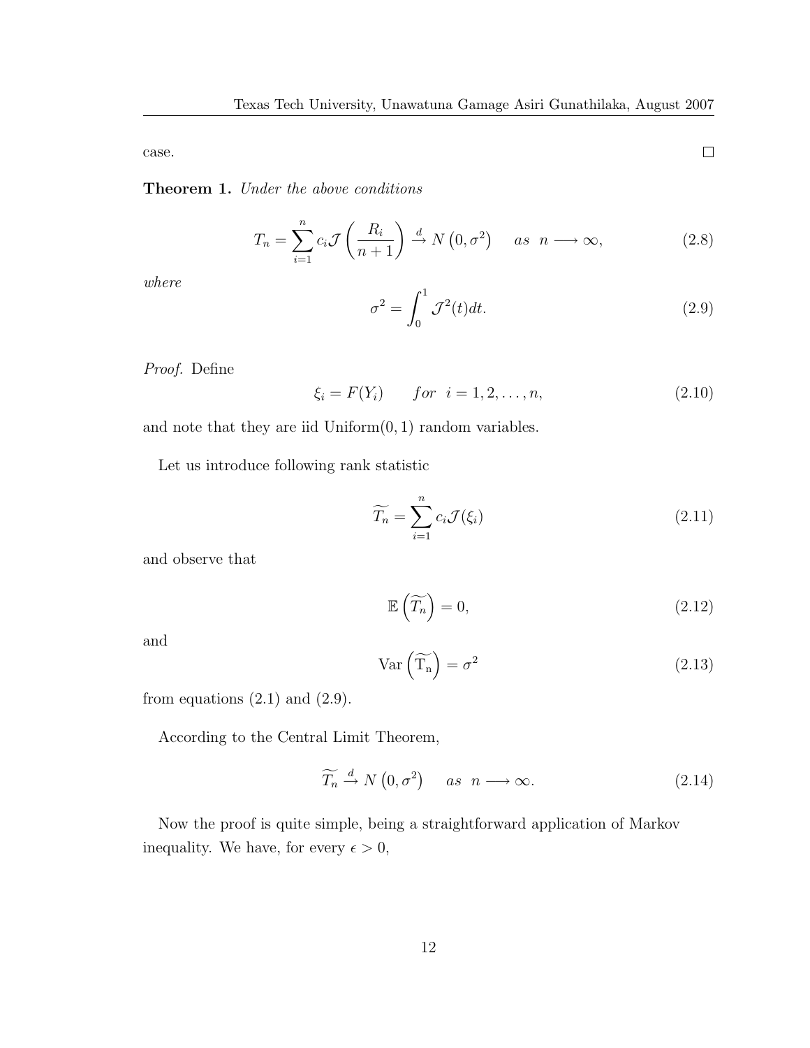case. ∎

**Theorem 1.** *Under the above conditions*

$$T_n = \sum_{i=1}^{n} c_i \mathcal{J}\left(\frac{R_i}{n+1}\right) \xrightarrow{d} N\left(0, \sigma^2\right) \quad as \;\; n \longrightarrow \infty, \tag{2.8}$$

*where*

$$\sigma^2 = \int_0^1 \mathcal{J}^2(t)dt. \tag{2.9}$$

*Proof.* Define

$$\xi_i = F(Y_i) \qquad for \;\; i = 1, 2, \ldots, n, \tag{2.10}$$

and note that they are iid Uniform$(0, 1)$ random variables.

Let us introduce following rank statistic

$$\widetilde{T_n} = \sum_{i=1}^{n} c_i \mathcal{J}(\xi_i) \tag{2.11}$$

and observe that

$$\mathbb{E}\left(\widetilde{T_n}\right) = 0, \tag{2.12}$$

and

$$\mathrm{Var}\left(\widetilde{\mathrm{T_n}}\right) = \sigma^2 \tag{2.13}$$

from equations (2.1) and (2.9).

According to the Central Limit Theorem,

$$\widetilde{T_n} \xrightarrow{d} N\left(0, \sigma^2\right) \quad as \;\; n \longrightarrow \infty. \tag{2.14}$$

Now the proof is quite simple, being a straightforward application of Markov inequality. We have, for every $\epsilon > 0$,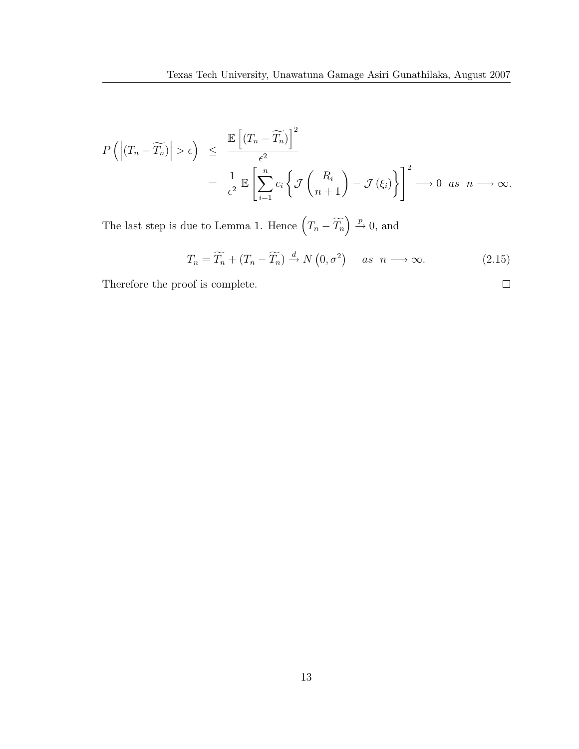$$
\begin{aligned}
P\left(\left|(T_n - \widetilde{T_n})\right| > \epsilon\right) &\leq \frac{\mathbb{E}\left[(T_n - \widetilde{T_n})\right]^2}{\epsilon^2} \\
&= \frac{1}{\epsilon^2}\, \mathbb{E}\left[\sum_{i=1}^{n} c_i \left\{\mathcal{J}\left(\frac{R_i}{n+1}\right) - \mathcal{J}\left(\xi_i\right)\right\}\right]^2 \longrightarrow 0 \;\; as \;\; n \longrightarrow \infty.
\end{aligned}
$$

The last step is due to Lemma 1. Hence $\left(T_n - \widetilde{T_n}\right) \xrightarrow{p} 0$, and

$$
T_n = \widetilde{T_n} + (T_n - \widetilde{T_n}) \xrightarrow{d} N\left(0, \sigma^2\right) \quad as \;\; n \longrightarrow \infty. \tag{2.15}
$$

Therefore the proof is complete. □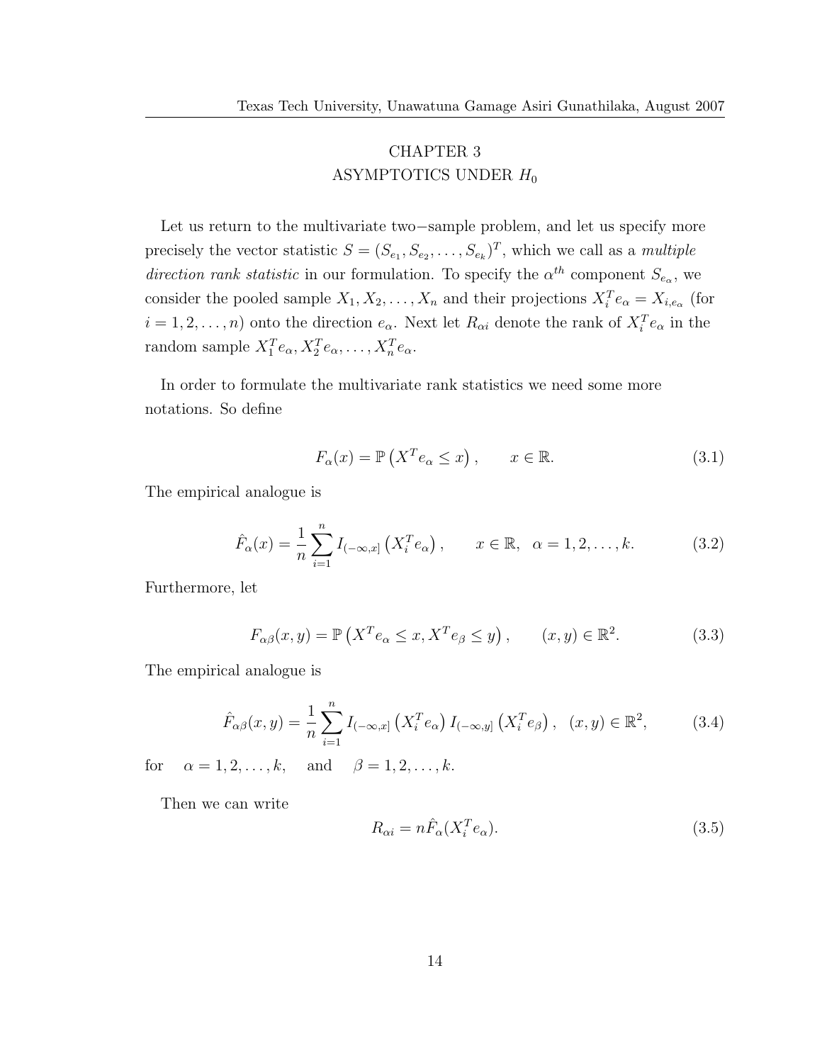# CHAPTER 3
## ASYMPTOTICS UNDER $H_0$

Let us return to the multivariate two−sample problem, and let us specify more precisely the vector statistic $S = (S_{e_1}, S_{e_2}, \ldots, S_{e_k})^T$, which we call as a *multiple direction rank statistic* in our formulation. To specify the $\alpha^{th}$ component $S_{e_\alpha}$, we consider the pooled sample $X_1, X_2, \ldots, X_n$ and their projections $X_i^T e_\alpha = X_{i,e_\alpha}$ (for $i = 1, 2, \ldots, n$) onto the direction $e_\alpha$. Next let $R_{\alpha i}$ denote the rank of $X_i^T e_\alpha$ in the random sample $X_1^T e_\alpha, X_2^T e_\alpha, \ldots, X_n^T e_\alpha$.

In order to formulate the multivariate rank statistics we need some more notations. So define

$$F_\alpha(x) = \mathbb{P}\left(X^T e_\alpha \leq x\right), \qquad x \in \mathbb{R}. \tag{3.1}$$

The empirical analogue is

$$\hat{F}_\alpha(x) = \frac{1}{n}\sum_{i=1}^{n} I_{(-\infty,x]}\left(X_i^T e_\alpha\right), \qquad x \in \mathbb{R}, \;\; \alpha = 1, 2, \ldots, k. \tag{3.2}$$

Furthermore, let

$$F_{\alpha\beta}(x, y) = \mathbb{P}\left(X^T e_\alpha \leq x, X^T e_\beta \leq y\right), \qquad (x, y) \in \mathbb{R}^2. \tag{3.3}$$

The empirical analogue is

$$\hat{F}_{\alpha\beta}(x, y) = \frac{1}{n}\sum_{i=1}^{n} I_{(-\infty,x]}\left(X_i^T e_\alpha\right) I_{(-\infty,y]}\left(X_i^T e_\beta\right), \;\; (x, y) \in \mathbb{R}^2, \tag{3.4}$$

for $\alpha = 1, 2, \ldots, k,$ and $\beta = 1, 2, \ldots, k.$

Then we can write

$$R_{\alpha i} = n\hat{F}_\alpha(X_i^T e_\alpha). \tag{3.5}$$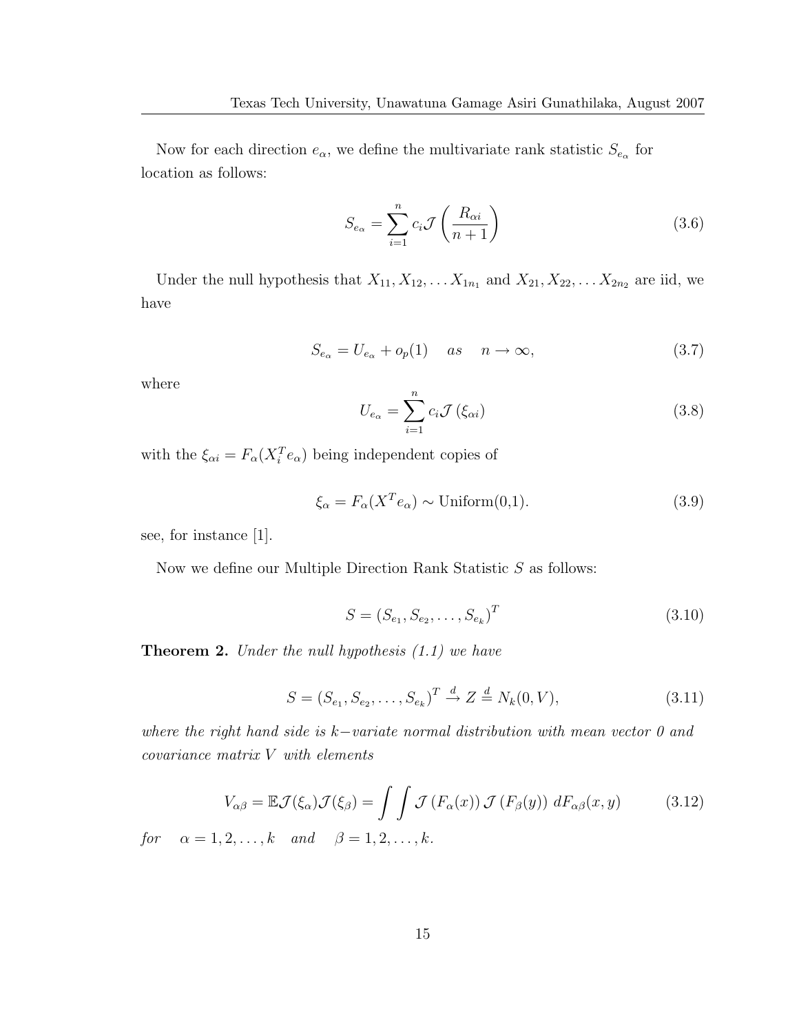Now for each direction $e_\alpha$, we define the multivariate rank statistic $S_{e_\alpha}$ for location as follows:

$$S_{e_\alpha} = \sum_{i=1}^{n} c_i \mathcal{J}\left(\frac{R_{\alpha i}}{n+1}\right) \tag{3.6}$$

Under the null hypothesis that $X_{11}, X_{12}, \ldots X_{1n_1}$ and $X_{21}, X_{22}, \ldots X_{2n_2}$ are iid, we have

$$S_{e_\alpha} = U_{e_\alpha} + o_p(1) \quad as \quad n \to \infty, \tag{3.7}$$

where

$$U_{e_\alpha} = \sum_{i=1}^{n} c_i \mathcal{J}\left(\xi_{\alpha i}\right) \tag{3.8}$$

with the $\xi_{\alpha i} = F_\alpha(X_i^T e_\alpha)$ being independent copies of

$$\xi_\alpha = F_\alpha(X^T e_\alpha) \sim \text{Uniform(0,1)}. \tag{3.9}$$

see, for instance [1].

Now we define our Multiple Direction Rank Statistic $S$ as follows:

$$S = \left(S_{e_1}, S_{e_2}, \ldots, S_{e_k}\right)^T \tag{3.10}$$

**Theorem 2.** *Under the null hypothesis (1.1) we have*

$$S = \left(S_{e_1}, S_{e_2}, \ldots, S_{e_k}\right)^T \xrightarrow{d} Z \stackrel{d}{=} N_k(0, V), \tag{3.11}$$

*where the right hand side is $k-$variate normal distribution with mean vector 0 and covariance matrix $V$ with elements*

$$V_{\alpha\beta} = \mathbb{E}\mathcal{J}(\xi_\alpha)\mathcal{J}(\xi_\beta) = \int\int \mathcal{J}\left(F_\alpha(x)\right)\mathcal{J}\left(F_\beta(y)\right)\, dF_{\alpha\beta}(x, y) \tag{3.12}$$

*for* $\quad \alpha = 1, 2, \ldots, k \quad$ *and* $\quad \beta = 1, 2, \ldots, k.$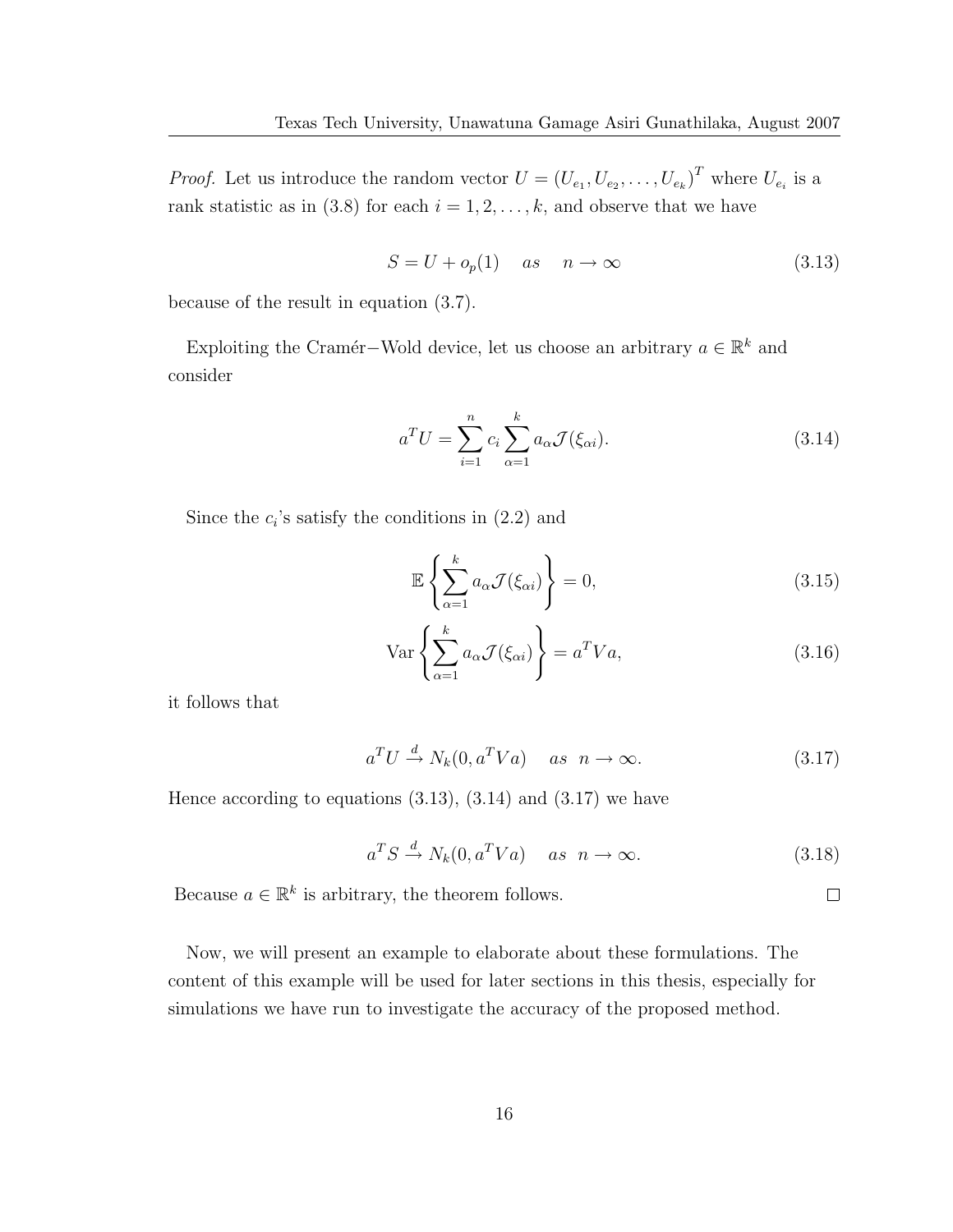*Proof.* Let us introduce the random vector $U = (U_{e_1}, U_{e_2}, \ldots, U_{e_k})^T$ where $U_{e_i}$ is a rank statistic as in (3.8) for each $i = 1, 2, \ldots, k$, and observe that we have

$$S = U + o_p(1) \quad as \quad n \to \infty \tag{3.13}$$

because of the result in equation (3.7).

Exploiting the Cramér−Wold device, let us choose an arbitrary $a \in \mathbb{R}^k$ and consider

$$a^T U = \sum_{i=1}^{n} c_i \sum_{\alpha=1}^{k} a_\alpha \mathcal{J}(\xi_{\alpha i}). \tag{3.14}$$

Since the $c_i$'s satisfy the conditions in (2.2) and

$$\mathbb{E}\left\{\sum_{\alpha=1}^{k} a_\alpha \mathcal{J}(\xi_{\alpha i})\right\} = 0, \tag{3.15}$$

$$\mathrm{Var}\left\{\sum_{\alpha=1}^{k} a_\alpha \mathcal{J}(\xi_{\alpha i})\right\} = a^T V a, \tag{3.16}$$

it follows that

$$a^T U \xrightarrow{d} N_k(0, a^T V a) \quad as \ \ n \to \infty. \tag{3.17}$$

Hence according to equations (3.13), (3.14) and (3.17) we have

$$a^T S \xrightarrow{d} N_k(0, a^T V a) \quad as \ \ n \to \infty. \tag{3.18}$$

Because $a \in \mathbb{R}^k$ is arbitrary, the theorem follows. □

Now, we will present an example to elaborate about these formulations. The content of this example will be used for later sections in this thesis, especially for simulations we have run to investigate the accuracy of the proposed method.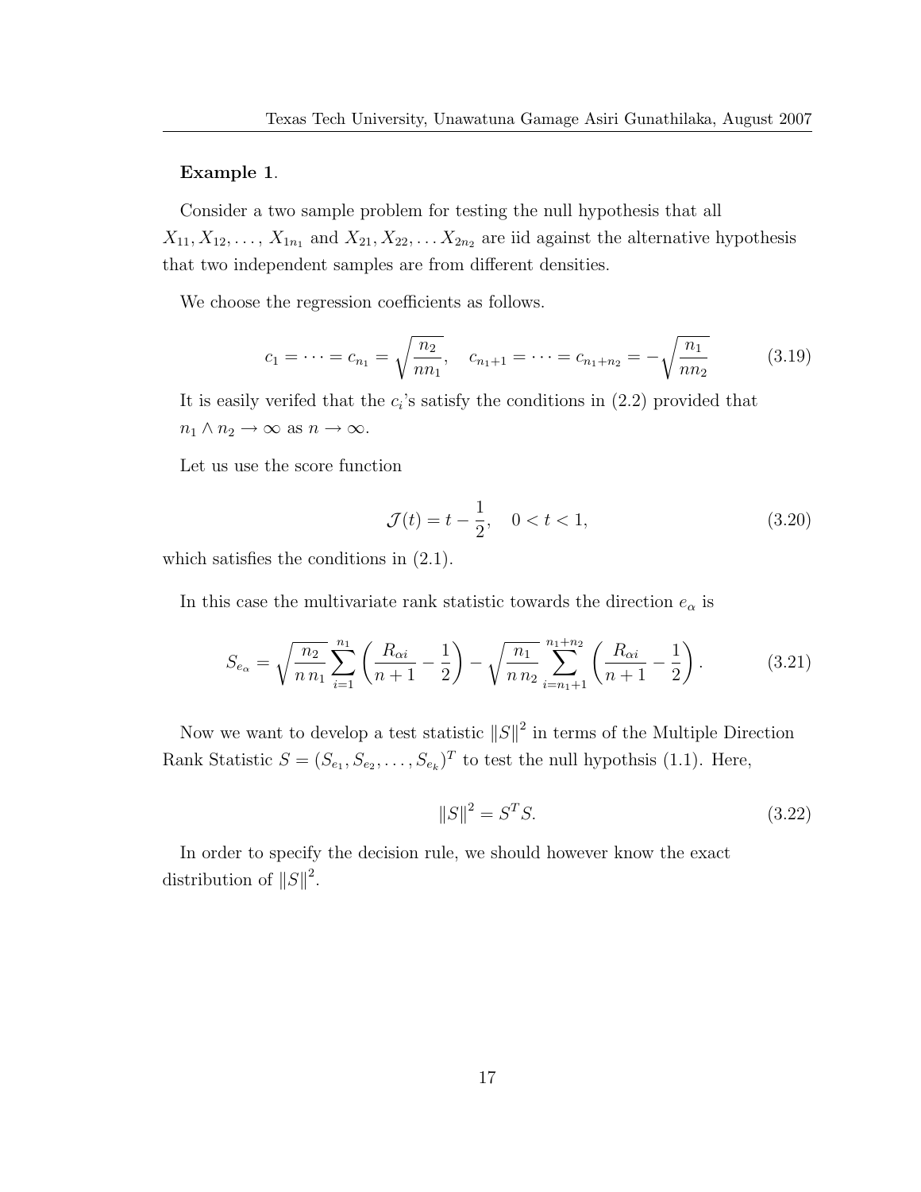**Example 1**.

Consider a two sample problem for testing the null hypothesis that all $X_{11}, X_{12}, \ldots, X_{1n_1}$ and $X_{21}, X_{22}, \ldots X_{2n_2}$ are iid against the alternative hypothesis that two independent samples are from different densities.

We choose the regression coefficients as follows.

$$c_1 = \cdots = c_{n_1} = \sqrt{\frac{n_2}{nn_1}}, \quad c_{n_1+1} = \cdots = c_{n_1+n_2} = -\sqrt{\frac{n_1}{nn_2}} \tag{3.19}$$

It is easily verifed that the $c_i$'s satisfy the conditions in (2.2) provided that $n_1 \wedge n_2 \to \infty$ as $n \to \infty$.

Let us use the score function

$$\mathcal{J}(t) = t - \frac{1}{2}, \quad 0 < t < 1, \tag{3.20}$$

which satisfies the conditions in (2.1).

In this case the multivariate rank statistic towards the direction $e_\alpha$ is

$$S_{e_\alpha} = \sqrt{\frac{n_2}{n\, n_1}} \sum_{i=1}^{n_1} \left( \frac{R_{\alpha i}}{n+1} - \frac{1}{2} \right) - \sqrt{\frac{n_1}{n\, n_2}} \sum_{i=n_1+1}^{n_1+n_2} \left( \frac{R_{\alpha i}}{n+1} - \frac{1}{2} \right). \tag{3.21}$$

Now we want to develop a test statistic $\|S\|^2$ in terms of the Multiple Direction Rank Statistic $S = (S_{e_1}, S_{e_2}, \ldots, S_{e_k})^T$ to test the null hypothsis (1.1). Here,

$$\|S\|^2 = S^T S. \tag{3.22}$$

In order to specify the decision rule, we should however know the exact distribution of $\|S\|^2$.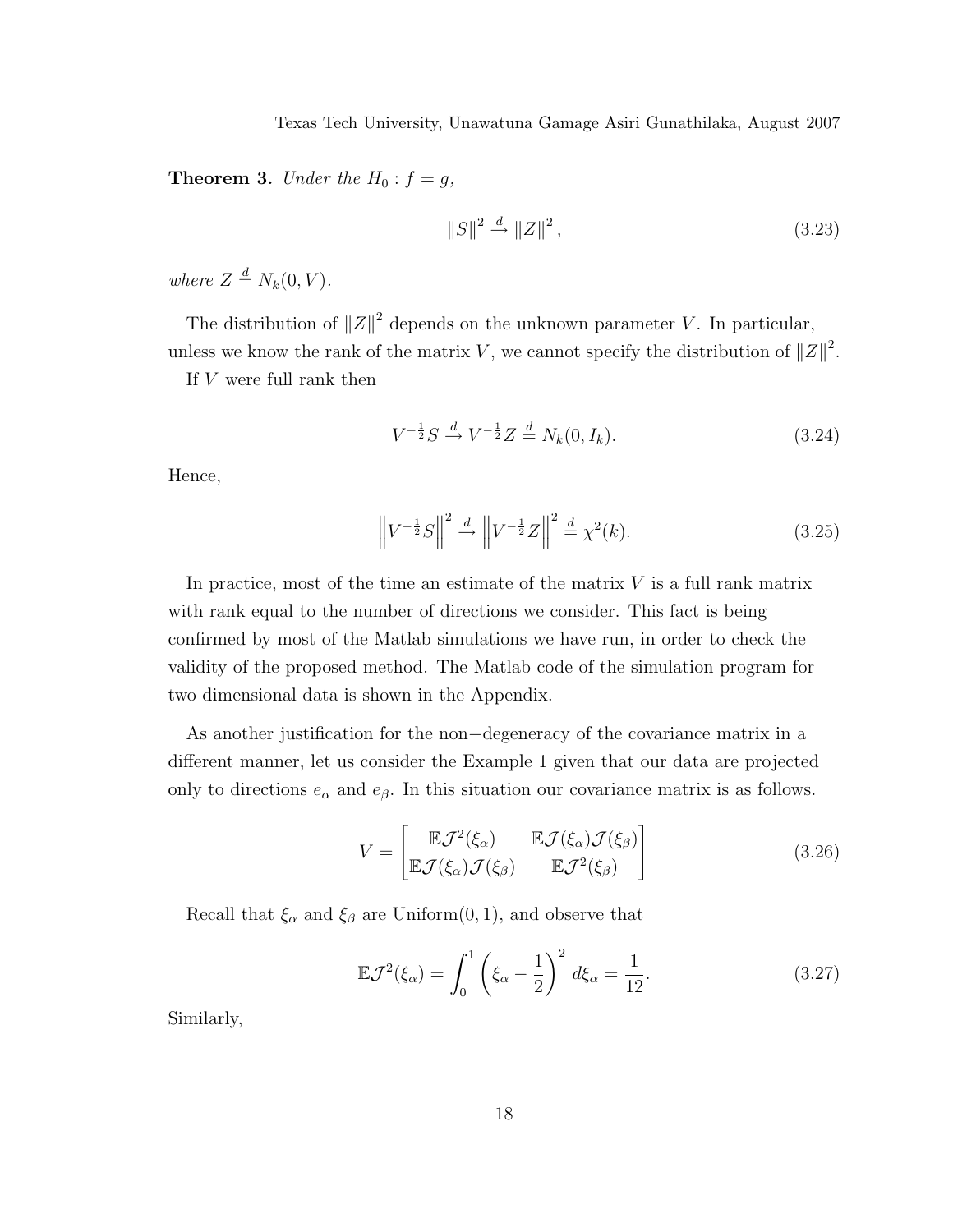**Theorem 3.** *Under the $H_0 : f = g$,*

$$\|S\|^2 \xrightarrow{d} \|Z\|^2, \tag{3.23}$$

*where $Z \stackrel{d}{=} N_k(0, V)$.*

The distribution of $\|Z\|^2$ depends on the unknown parameter $V$. In particular, unless we know the rank of the matrix $V$, we cannot specify the distribution of $\|Z\|^2$.

If $V$ were full rank then

$$V^{-\frac{1}{2}} S \xrightarrow{d} V^{-\frac{1}{2}} Z \stackrel{d}{=} N_k(0, I_k). \tag{3.24}$$

Hence,

$$\left\| V^{-\frac{1}{2}} S \right\|^2 \xrightarrow{d} \left\| V^{-\frac{1}{2}} Z \right\|^2 \stackrel{d}{=} \chi^2(k). \tag{3.25}$$

In practice, most of the time an estimate of the matrix $V$ is a full rank matrix with rank equal to the number of directions we consider. This fact is being confirmed by most of the Matlab simulations we have run, in order to check the validity of the proposed method. The Matlab code of the simulation program for two dimensional data is shown in the Appendix.

As another justification for the non$-$degeneracy of the covariance matrix in a different manner, let us consider the Example 1 given that our data are projected only to directions $e_\alpha$ and $e_\beta$. In this situation our covariance matrix is as follows.

$$V = \begin{bmatrix} \mathbb{E}\mathcal{J}^2(\xi_\alpha) & \mathbb{E}\mathcal{J}(\xi_\alpha)\mathcal{J}(\xi_\beta) \\ \mathbb{E}\mathcal{J}(\xi_\alpha)\mathcal{J}(\xi_\beta) & \mathbb{E}\mathcal{J}^2(\xi_\beta) \end{bmatrix} \tag{3.26}$$

Recall that $\xi_\alpha$ and $\xi_\beta$ are Uniform$(0, 1)$, and observe that

$$\mathbb{E}\mathcal{J}^2(\xi_\alpha) = \int_0^1 \left( \xi_\alpha - \frac{1}{2} \right)^2 d\xi_\alpha = \frac{1}{12}. \tag{3.27}$$

Similarly,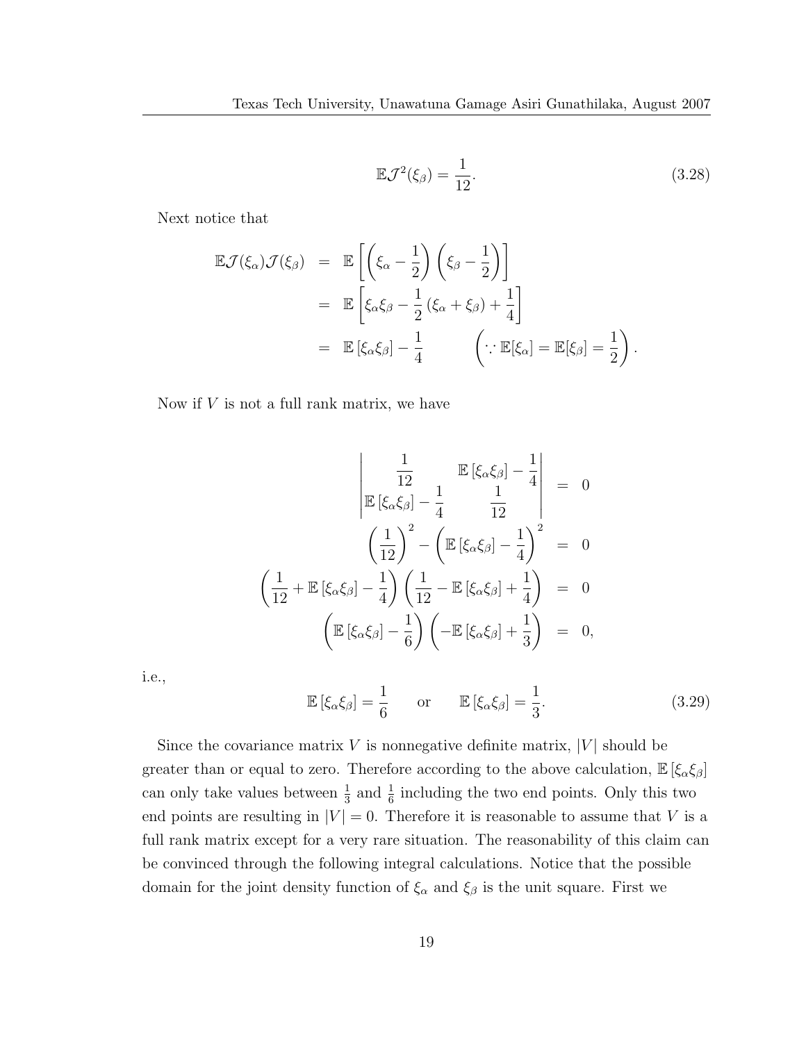$$\mathbb{E}\mathcal{J}^2(\xi_\beta) = \frac{1}{12}. \tag{3.28}$$

Next notice that

$$\begin{aligned}
\mathbb{E}\mathcal{J}(\xi_\alpha)\mathcal{J}(\xi_\beta) &= \mathbb{E}\left[\left(\xi_\alpha - \frac{1}{2}\right)\left(\xi_\beta - \frac{1}{2}\right)\right] \\
&= \mathbb{E}\left[\xi_\alpha\xi_\beta - \frac{1}{2}\left(\xi_\alpha + \xi_\beta\right) + \frac{1}{4}\right] \\
&= \mathbb{E}\left[\xi_\alpha\xi_\beta\right] - \frac{1}{4} \qquad \left(\because \mathbb{E}[\xi_\alpha] = \mathbb{E}[\xi_\beta] = \frac{1}{2}\right).
\end{aligned}$$

Now if $V$ is not a full rank matrix, we have

$$\begin{aligned}
\begin{vmatrix} \frac{1}{12} & \mathbb{E}\left[\xi_\alpha\xi_\beta\right] - \frac{1}{4} \\ \mathbb{E}\left[\xi_\alpha\xi_\beta\right] - \frac{1}{4} & \frac{1}{12} \end{vmatrix} &= 0 \\
\left(\frac{1}{12}\right)^2 - \left(\mathbb{E}\left[\xi_\alpha\xi_\beta\right] - \frac{1}{4}\right)^2 &= 0 \\
\left(\frac{1}{12} + \mathbb{E}\left[\xi_\alpha\xi_\beta\right] - \frac{1}{4}\right)\left(\frac{1}{12} - \mathbb{E}\left[\xi_\alpha\xi_\beta\right] + \frac{1}{4}\right) &= 0 \\
\left(\mathbb{E}\left[\xi_\alpha\xi_\beta\right] - \frac{1}{6}\right)\left(-\mathbb{E}\left[\xi_\alpha\xi_\beta\right] + \frac{1}{3}\right) &= 0,
\end{aligned}$$

i.e.,

$$\mathbb{E}\left[\xi_\alpha\xi_\beta\right] = \frac{1}{6} \qquad \text{or} \qquad \mathbb{E}\left[\xi_\alpha\xi_\beta\right] = \frac{1}{3}. \tag{3.29}$$

Since the covariance matrix $V$ is nonnegative definite matrix, $|V|$ should be greater than or equal to zero. Therefore according to the above calculation, $\mathbb{E}\left[\xi_\alpha\xi_\beta\right]$ can only take values between $\frac{1}{3}$ and $\frac{1}{6}$ including the two end points. Only this two end points are resulting in $|V| = 0$. Therefore it is reasonable to assume that $V$ is a full rank matrix except for a very rare situation. The reasonability of this claim can be convinced through the following integral calculations. Notice that the possible domain for the joint density function of $\xi_\alpha$ and $\xi_\beta$ is the unit square. First we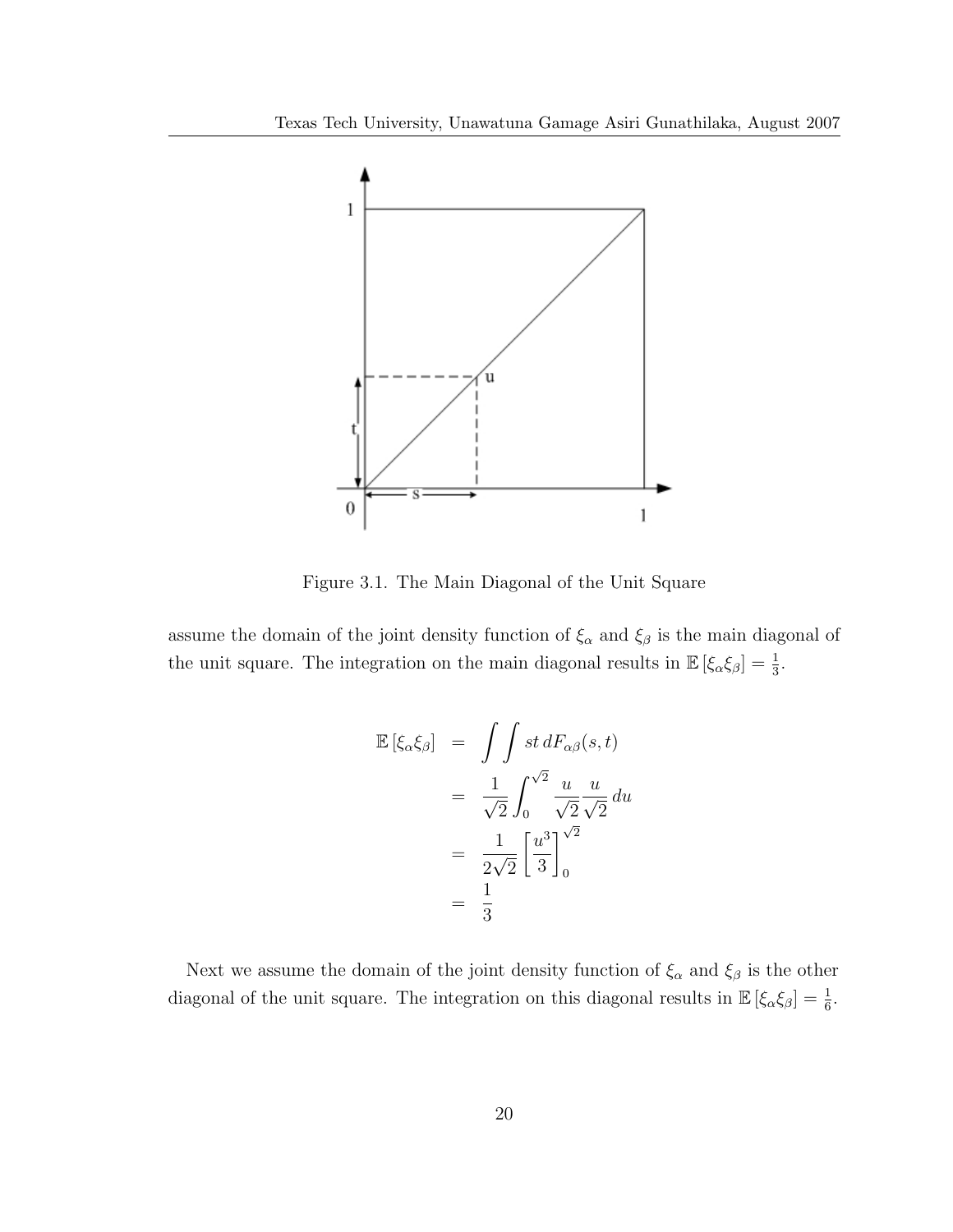Figure 3.1. The Main Diagonal of the Unit Square

assume the domain of the joint density function of $\xi_\alpha$ and $\xi_\beta$ is the main diagonal of the unit square. The integration on the main diagonal results in $\mathbb{E}[\xi_\alpha \xi_\beta] = \frac{1}{3}$.

$$
\begin{aligned}
\mathbb{E}[\xi_\alpha \xi_\beta] &= \int\int st \, dF_{\alpha\beta}(s,t) \\
&= \frac{1}{\sqrt{2}} \int_0^{\sqrt{2}} \frac{u}{\sqrt{2}} \frac{u}{\sqrt{2}} \, du \\
&= \frac{1}{2\sqrt{2}} \left[ \frac{u^3}{3} \right]_0^{\sqrt{2}} \\
&= \frac{1}{3}
\end{aligned}
$$

Next we assume the domain of the joint density function of $\xi_\alpha$ and $\xi_\beta$ is the other diagonal of the unit square. The integration on this diagonal results in $\mathbb{E}[\xi_\alpha \xi_\beta] = \frac{1}{6}$.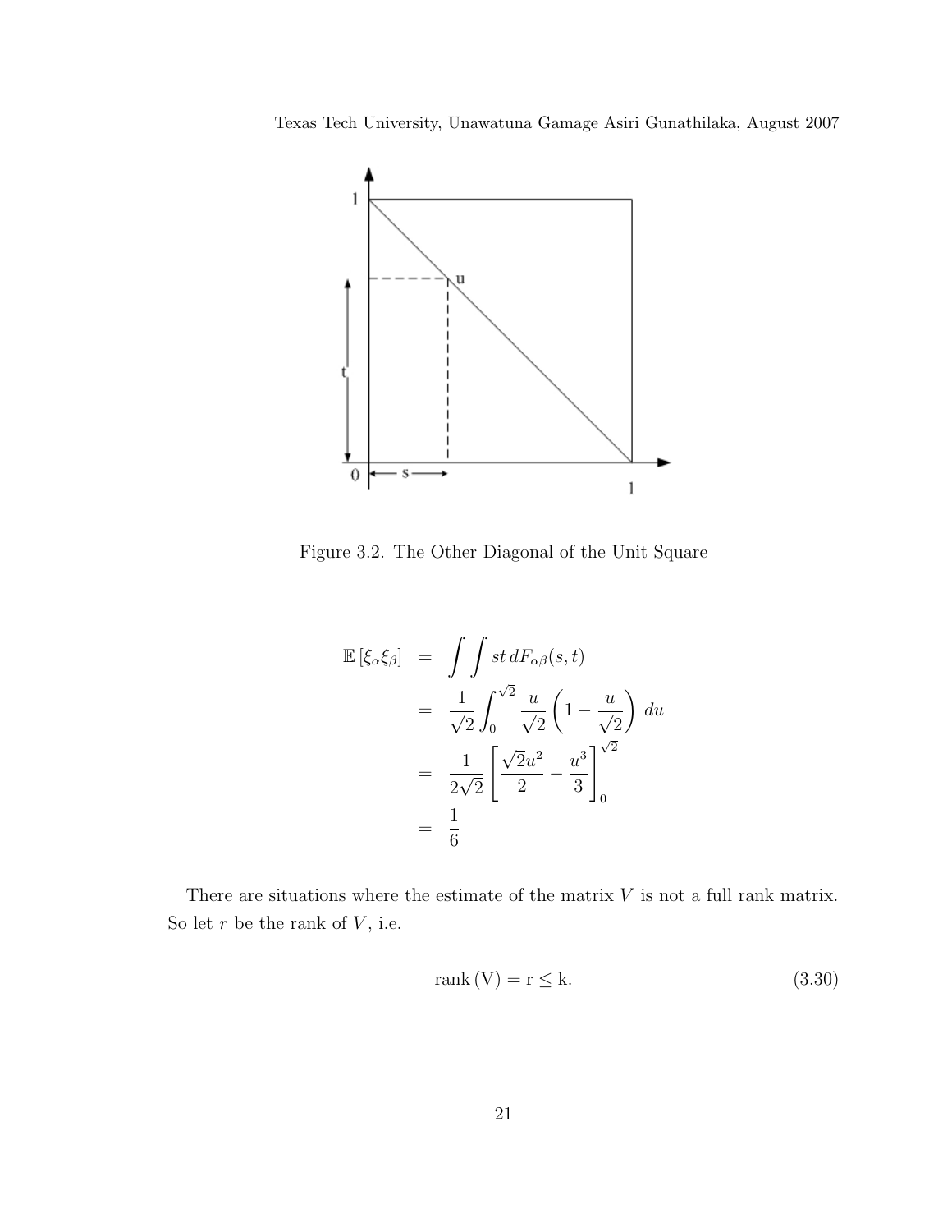Figure 3.2. The Other Diagonal of the Unit Square

$$
\begin{aligned}
\mathbb{E}\left[\xi_\alpha \xi_\beta\right] &= \int\int st \, dF_{\alpha\beta}(s,t) \\
&= \frac{1}{\sqrt{2}} \int_0^{\sqrt{2}} \frac{u}{\sqrt{2}} \left(1 - \frac{u}{\sqrt{2}}\right) du \\
&= \frac{1}{2\sqrt{2}} \left[\frac{\sqrt{2}u^2}{2} - \frac{u^3}{3}\right]_0^{\sqrt{2}} \\
&= \frac{1}{6}
\end{aligned}
$$

There are situations where the estimate of the matrix $V$ is not a full rank matrix. So let $r$ be the rank of $V$, i.e.

$$
\mathrm{rank}\,(\mathrm{V}) = \mathrm{r} \leq \mathrm{k}. \tag{3.30}
$$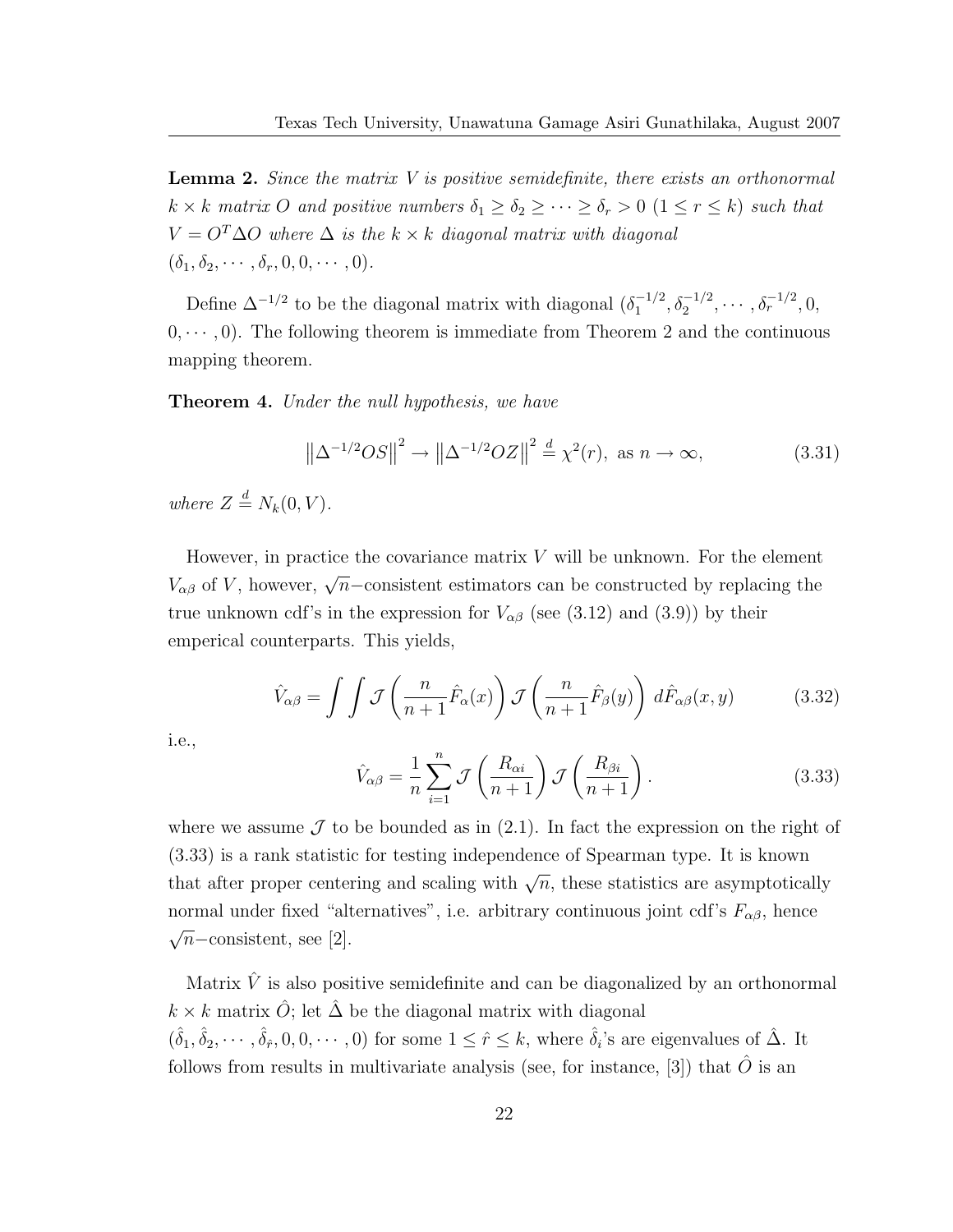**Lemma 2.** *Since the matrix $V$ is positive semidefinite, there exists an orthonormal $k \times k$ matrix $O$ and positive numbers $\delta_1 \geq \delta_2 \geq \cdots \geq \delta_r > 0$ $(1 \leq r \leq k)$ such that $V = O^T \Delta O$ where $\Delta$ is the $k \times k$ diagonal matrix with diagonal $(\delta_1, \delta_2, \cdots, \delta_r, 0, 0, \cdots, 0)$.*

Define $\Delta^{-1/2}$ to be the diagonal matrix with diagonal $(\delta_1^{-1/2}, \delta_2^{-1/2}, \cdots, \delta_r^{-1/2}, 0, 0, \cdots, 0)$. The following theorem is immediate from Theorem 2 and the continuous mapping theorem.

**Theorem 4.** *Under the null hypothesis, we have*

$$\left\|\Delta^{-1/2} O S\right\|^2 \to \left\|\Delta^{-1/2} O Z\right\|^2 \stackrel{d}{=} \chi^2(r), \text{ as } n \to \infty, \tag{3.31}$$

*where $Z \stackrel{d}{=} N_k(0, V)$.*

However, in practice the covariance matrix $V$ will be unknown. For the element $V_{\alpha\beta}$ of $V$, however, $\sqrt{n}-$consistent estimators can be constructed by replacing the true unknown cdf's in the expression for $V_{\alpha\beta}$ (see (3.12) and (3.9)) by their emperical counterparts. This yields,

$$\hat{V}_{\alpha\beta} = \int \int \mathcal{J}\left(\frac{n}{n+1}\hat{F}_\alpha(x)\right) \mathcal{J}\left(\frac{n}{n+1}\hat{F}_\beta(y)\right) \, d\hat{F}_{\alpha\beta}(x, y) \tag{3.32}$$

i.e.,

$$\hat{V}_{\alpha\beta} = \frac{1}{n} \sum_{i=1}^{n} \mathcal{J}\left(\frac{R_{\alpha i}}{n+1}\right) \mathcal{J}\left(\frac{R_{\beta i}}{n+1}\right). \tag{3.33}$$

where we assume $\mathcal{J}$ to be bounded as in (2.1). In fact the expression on the right of (3.33) is a rank statistic for testing independence of Spearman type. It is known that after proper centering and scaling with $\sqrt{n}$, these statistics are asymptotically normal under fixed "alternatives", i.e. arbitrary continuous joint cdf's $F_{\alpha\beta}$, hence $\sqrt{n}-$consistent, see [2].

Matrix $\hat{V}$ is also positive semidefinite and can be diagonalized by an orthonormal $k \times k$ matrix $\hat{O}$; let $\hat{\Delta}$ be the diagonal matrix with diagonal $(\hat{\delta}_1, \hat{\delta}_2, \cdots, \hat{\delta}_{\hat{r}}, 0, 0, \cdots, 0)$ for some $1 \leq \hat{r} \leq k$, where $\hat{\delta}_i$'s are eigenvalues of $\hat{\Delta}$. It follows from results in multivariate analysis (see, for instance, [3]) that $\hat{O}$ is an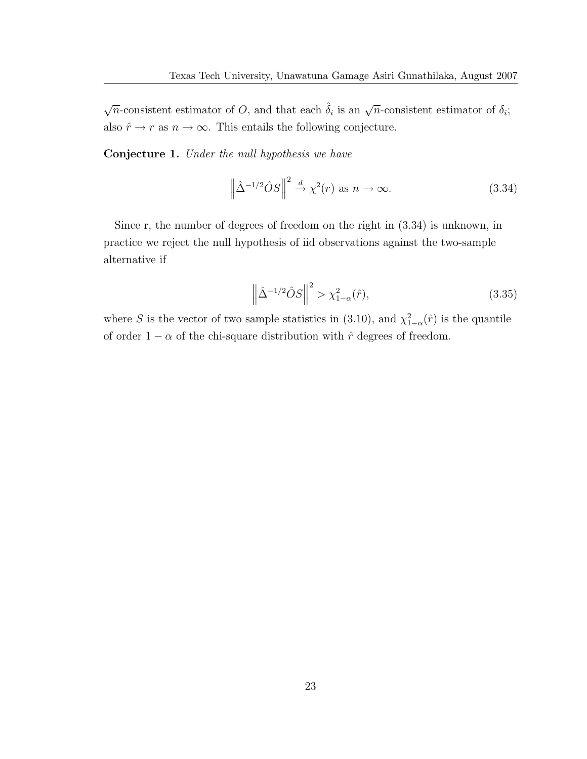$\sqrt{n}$-consistent estimator of $O$, and that each $\hat{\delta}_i$ is an $\sqrt{n}$-consistent estimator of $\delta_i$; also $\hat{r} \to r$ as $n \to \infty$. This entails the following conjecture.

**Conjecture 1.** *Under the null hypothesis we have*

$$\left\| \hat{\Delta}^{-1/2} \hat{O} S \right\|^2 \xrightarrow{d} \chi^2(r) \text{ as } n \to \infty. \tag{3.34}$$

Since r, the number of degrees of freedom on the right in (3.34) is unknown, in practice we reject the null hypothesis of iid observations against the two-sample alternative if

$$\left\| \hat{\Delta}^{-1/2} \hat{O} S \right\|^2 > \chi^2_{1-\alpha}(\hat{r}), \tag{3.35}$$

where $S$ is the vector of two sample statistics in (3.10), and $\chi^2_{1-\alpha}(\hat{r})$ is the quantile of order $1-\alpha$ of the chi-square distribution with $\hat{r}$ degrees of freedom.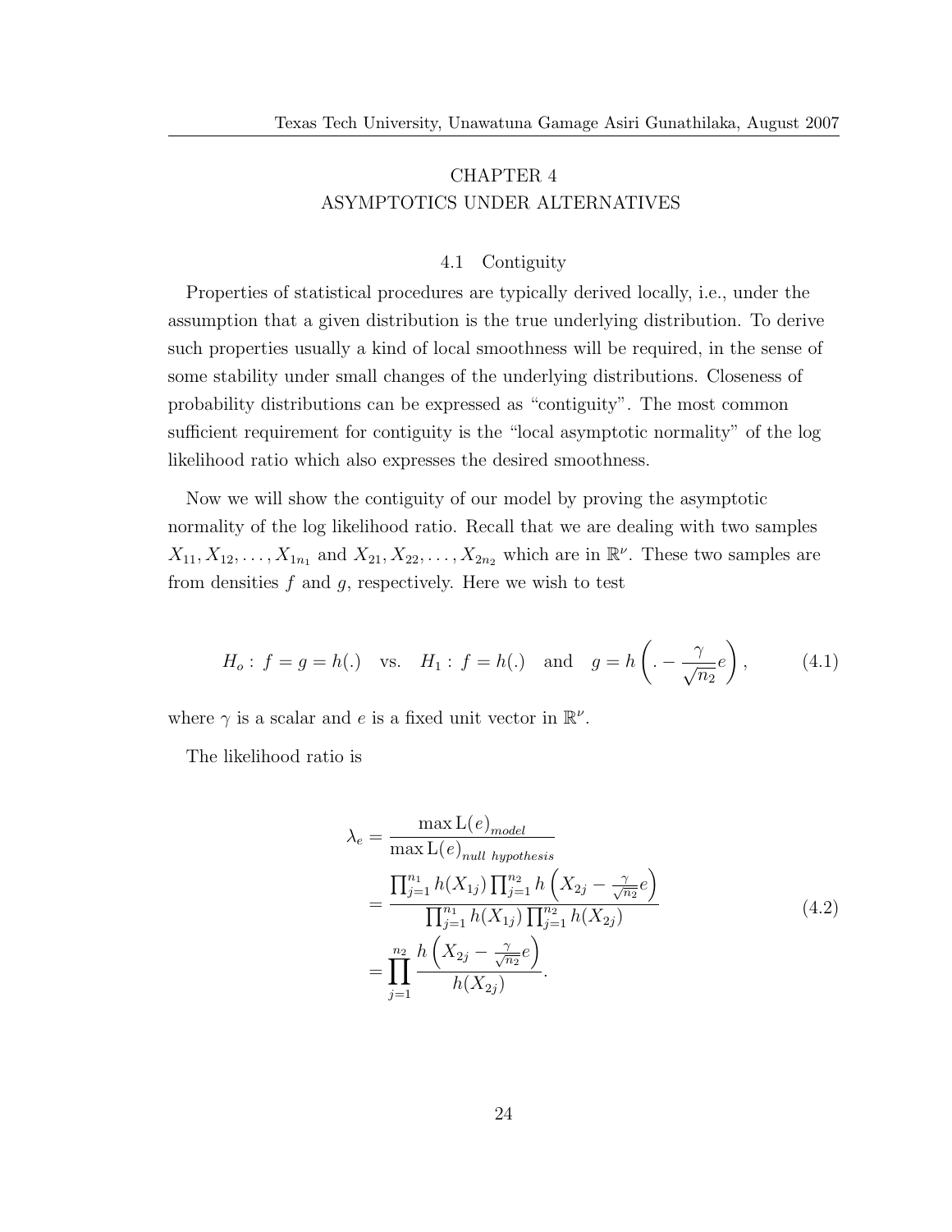# CHAPTER 4
# ASYMPTOTICS UNDER ALTERNATIVES

## 4.1 Contiguity

Properties of statistical procedures are typically derived locally, i.e., under the assumption that a given distribution is the true underlying distribution. To derive such properties usually a kind of local smoothness will be required, in the sense of some stability under small changes of the underlying distributions. Closeness of probability distributions can be expressed as "contiguity". The most common sufficient requirement for contiguity is the "local asymptotic normality" of the log likelihood ratio which also expresses the desired smoothness.

Now we will show the contiguity of our model by proving the asymptotic normality of the log likelihood ratio. Recall that we are dealing with two samples $X_{11}, X_{12}, \ldots, X_{1n_1}$ and $X_{21}, X_{22}, \ldots, X_{2n_2}$ which are in $\mathbb{R}^\nu$. These two samples are from densities $f$ and $g$, respectively. Here we wish to test

$$H_o : f = g = h(.) \quad \text{vs.} \quad H_1 : f = h(.) \quad \text{and} \quad g = h\left(. - \frac{\gamma}{\sqrt{n_2}} e\right), \tag{4.1}$$

where $\gamma$ is a scalar and $e$ is a fixed unit vector in $\mathbb{R}^\nu$.

The likelihood ratio is

$$\begin{aligned}
\lambda_e &= \frac{\max \mathrm{L}(e)_{model}}{\max \mathrm{L}(e)_{null\ hypothesis}} \\
&= \frac{\prod_{j=1}^{n_1} h(X_{1j}) \prod_{j=1}^{n_2} h\left(X_{2j} - \frac{\gamma}{\sqrt{n_2}} e\right)}{\prod_{j=1}^{n_1} h(X_{1j}) \prod_{j=1}^{n_2} h(X_{2j})} \\
&= \prod_{j=1}^{n_2} \frac{h\left(X_{2j} - \frac{\gamma}{\sqrt{n_2}} e\right)}{h(X_{2j})}.
\end{aligned} \tag{4.2}$$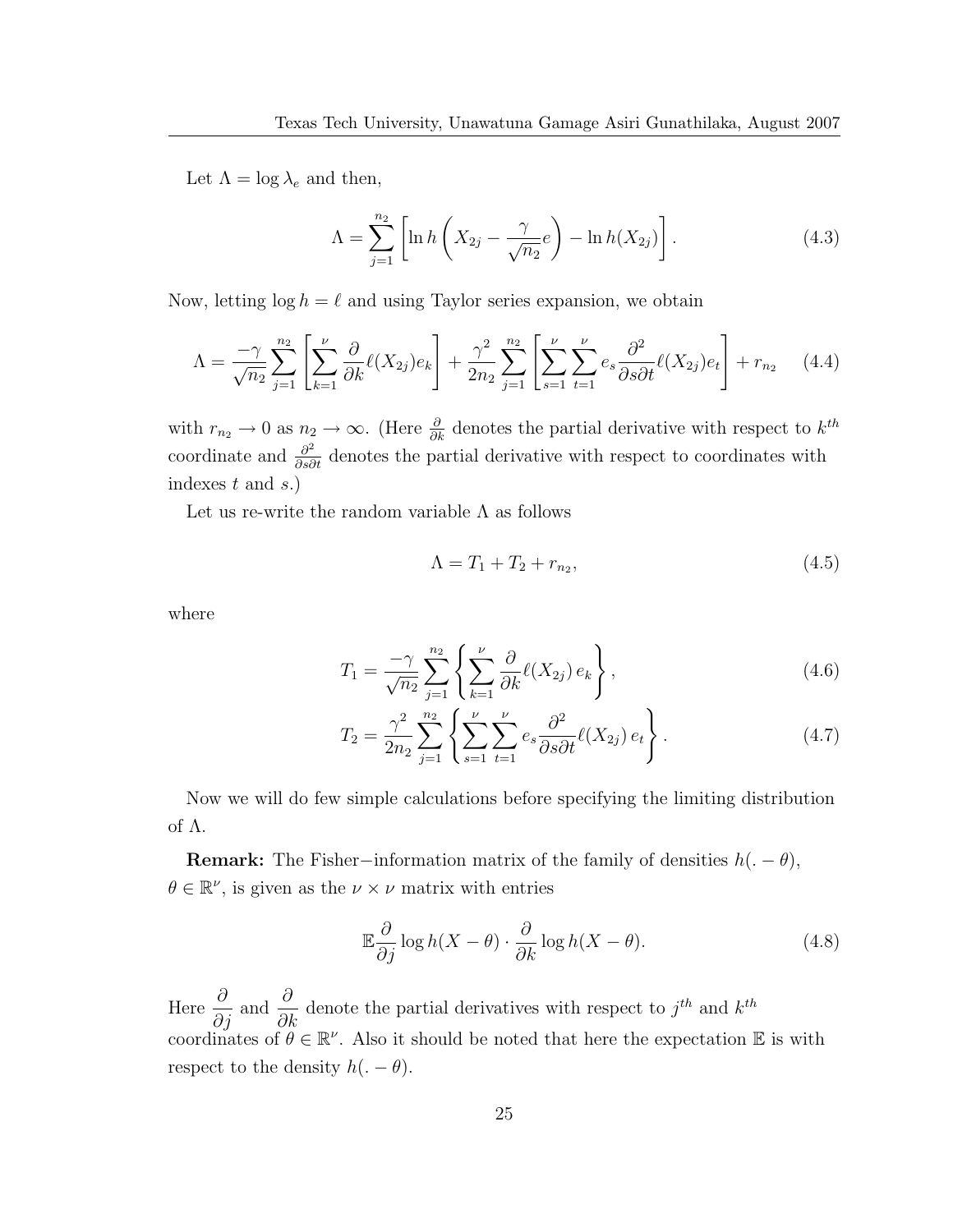Let $\Lambda = \log \lambda_e$ and then,

$$\Lambda = \sum_{j=1}^{n_2} \left[ \ln h \left( X_{2j} - \frac{\gamma}{\sqrt{n_2}} e \right) - \ln h(X_{2j}) \right]. \tag{4.3}$$

Now, letting $\log h = \ell$ and using Taylor series expansion, we obtain

$$\Lambda = \frac{-\gamma}{\sqrt{n_2}} \sum_{j=1}^{n_2} \left[ \sum_{k=1}^{\nu} \frac{\partial}{\partial k} \ell(X_{2j}) e_k \right] + \frac{\gamma^2}{2n_2} \sum_{j=1}^{n_2} \left[ \sum_{s=1}^{\nu} \sum_{t=1}^{\nu} e_s \frac{\partial^2}{\partial s \partial t} \ell(X_{2j}) e_t \right] + r_{n_2} \tag{4.4}$$

with $r_{n_2} \to 0$ as $n_2 \to \infty$. (Here $\frac{\partial}{\partial k}$ denotes the partial derivative with respect to $k^{th}$ coordinate and $\frac{\partial^2}{\partial s \partial t}$ denotes the partial derivative with respect to coordinates with indexes $t$ and $s$.)

Let us re-write the random variable $\Lambda$ as follows

$$\Lambda = T_1 + T_2 + r_{n_2}, \tag{4.5}$$

where

$$T_1 = \frac{-\gamma}{\sqrt{n_2}} \sum_{j=1}^{n_2} \left\{ \sum_{k=1}^{\nu} \frac{\partial}{\partial k} \ell(X_{2j})\, e_k \right\}, \tag{4.6}$$

$$T_2 = \frac{\gamma^2}{2n_2} \sum_{j=1}^{n_2} \left\{ \sum_{s=1}^{\nu} \sum_{t=1}^{\nu} e_s \frac{\partial^2}{\partial s \partial t} \ell(X_{2j})\, e_t \right\}. \tag{4.7}$$

Now we will do few simple calculations before specifying the limiting distribution of $\Lambda$.

**Remark:** The Fisher−information matrix of the family of densities $h(. - \theta)$, $\theta \in \mathbb{R}^{\nu}$, is given as the $\nu \times \nu$ matrix with entries

$$\mathbb{E} \frac{\partial}{\partial j} \log h(X - \theta) \cdot \frac{\partial}{\partial k} \log h(X - \theta). \tag{4.8}$$

Here $\dfrac{\partial}{\partial j}$ and $\dfrac{\partial}{\partial k}$ denote the partial derivatives with respect to $j^{th}$ and $k^{th}$ coordinates of $\theta \in \mathbb{R}^{\nu}$. Also it should be noted that here the expectation $\mathbb{E}$ is with respect to the density $h(. - \theta)$.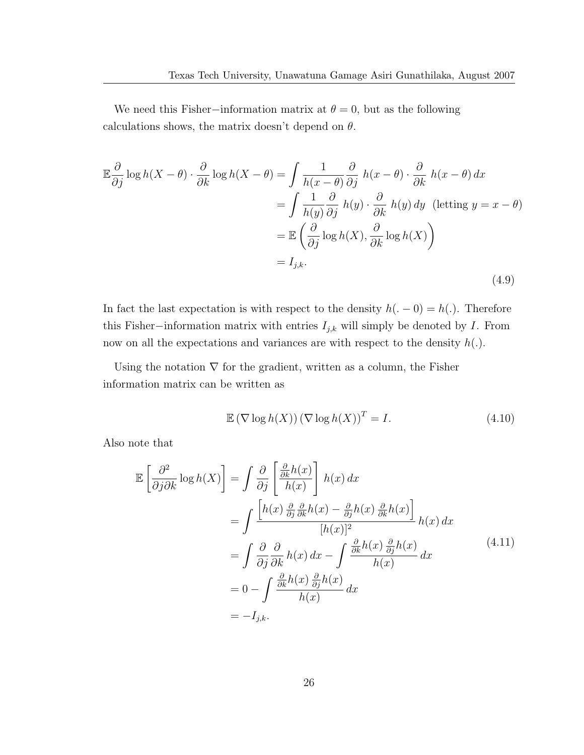We need this Fisher−information matrix at $\theta = 0$, but as the following calculations shows, the matrix doesn't depend on $\theta$.

$$
\begin{aligned}
\mathbb{E}\frac{\partial}{\partial j}\log h(X-\theta)\cdot\frac{\partial}{\partial k}\log h(X-\theta) &= \int \frac{1}{h(x-\theta)}\frac{\partial}{\partial j}\ h(x-\theta)\cdot\frac{\partial}{\partial k}\ h(x-\theta)\,dx \\
&= \int \frac{1}{h(y)}\frac{\partial}{\partial j}\ h(y)\cdot\frac{\partial}{\partial k}\ h(y)\,dy \quad (\text{letting } y = x-\theta) \\
&= \mathbb{E}\left(\frac{\partial}{\partial j}\log h(X), \frac{\partial}{\partial k}\log h(X)\right) \\
&= I_{j,k}.
\end{aligned} \tag{4.9}
$$

In fact the last expectation is with respect to the density $h(.-0) = h(.)$. Therefore this Fisher−information matrix with entries $I_{j,k}$ will simply be denoted by $I$. From now on all the expectations and variances are with respect to the density $h(.)$.

Using the notation $\nabla$ for the gradient, written as a column, the Fisher information matrix can be written as

$$
\mathbb{E}\left(\nabla\log h(X)\right)\left(\nabla\log h(X)\right)^T = I. \tag{4.10}
$$

Also note that

$$
\begin{aligned}
\mathbb{E}\left[\frac{\partial^2}{\partial j\partial k}\log h(X)\right] &= \int \frac{\partial}{\partial j}\left[\frac{\frac{\partial}{\partial k}h(x)}{h(x)}\right]\ h(x)\,dx \\
&= \int \frac{\left[h(x)\,\frac{\partial}{\partial j}\frac{\partial}{\partial k}h(x) - \frac{\partial}{\partial j}h(x)\,\frac{\partial}{\partial k}h(x)\right]}{[h(x)]^2}\,h(x)\,dx \\
&= \int \frac{\partial}{\partial j}\frac{\partial}{\partial k}\,h(x)\,dx - \int \frac{\frac{\partial}{\partial k}h(x)\,\frac{\partial}{\partial j}h(x)}{h(x)}\,dx \\
&= 0 - \int \frac{\frac{\partial}{\partial k}h(x)\,\frac{\partial}{\partial j}h(x)}{h(x)}\,dx \\
&= -I_{j,k}.
\end{aligned} \tag{4.11}
$$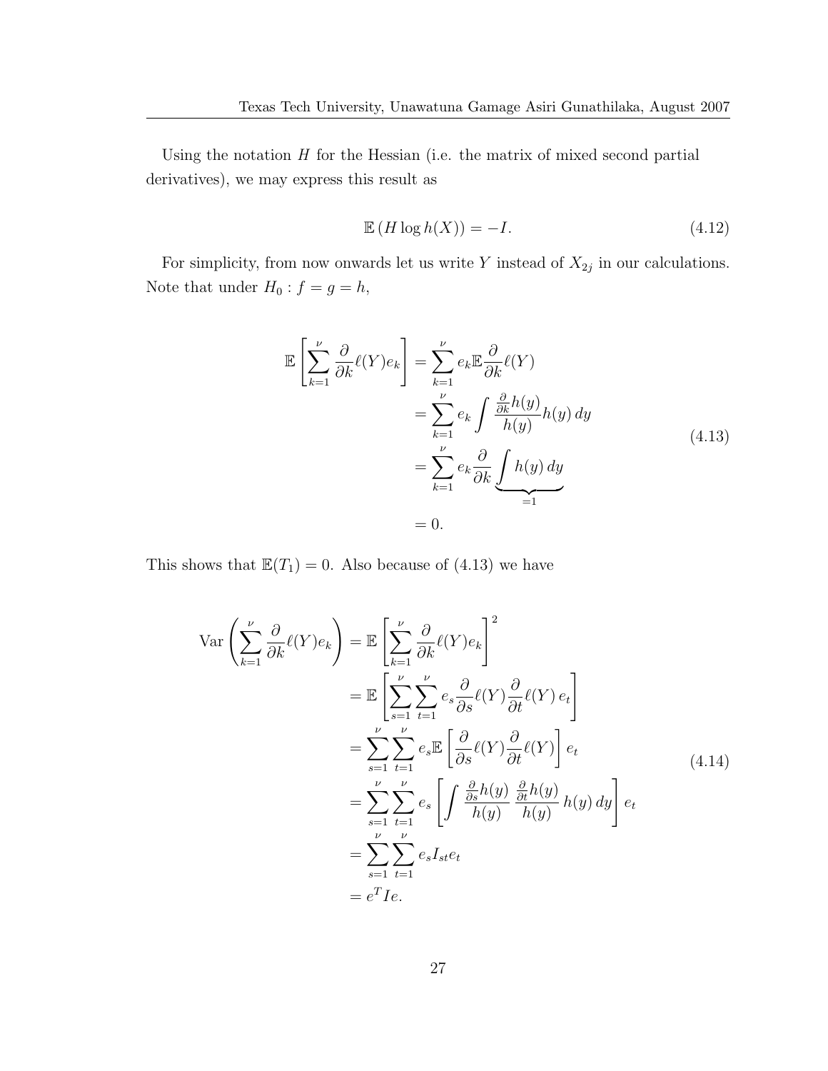Using the notation $H$ for the Hessian (i.e. the matrix of mixed second partial derivatives), we may express this result as

$$\mathbb{E}\left(H \log h(X)\right) = -I. \tag{4.12}$$

For simplicity, from now onwards let us write $Y$ instead of $X_{2j}$ in our calculations. Note that under $H_0 : f = g = h$,

$$\begin{aligned}
\mathbb{E}\left[\sum_{k=1}^{\nu} \frac{\partial}{\partial k}\ell(Y)e_k\right] &= \sum_{k=1}^{\nu} e_k \mathbb{E}\frac{\partial}{\partial k}\ell(Y) \\
&= \sum_{k=1}^{\nu} e_k \int \frac{\frac{\partial}{\partial k}h(y)}{h(y)} h(y)\, dy \\
&= \sum_{k=1}^{\nu} e_k \frac{\partial}{\partial k} \underbrace{\int h(y)\, dy}_{=1} \\
&= 0.
\end{aligned} \tag{4.13}$$

This shows that $\mathbb{E}(T_1) = 0$. Also because of (4.13) we have

$$\begin{aligned}
\operatorname{Var}\left(\sum_{k=1}^{\nu} \frac{\partial}{\partial k}\ell(Y)e_k\right) &= \mathbb{E}\left[\sum_{k=1}^{\nu} \frac{\partial}{\partial k}\ell(Y)e_k\right]^2 \\
&= \mathbb{E}\left[\sum_{s=1}^{\nu}\sum_{t=1}^{\nu} e_s \frac{\partial}{\partial s}\ell(Y)\frac{\partial}{\partial t}\ell(Y)\, e_t\right] \\
&= \sum_{s=1}^{\nu}\sum_{t=1}^{\nu} e_s \mathbb{E}\left[\frac{\partial}{\partial s}\ell(Y)\frac{\partial}{\partial t}\ell(Y)\right] e_t \\
&= \sum_{s=1}^{\nu}\sum_{t=1}^{\nu} e_s \left[\int \frac{\frac{\partial}{\partial s}h(y)}{h(y)}\, \frac{\frac{\partial}{\partial t}h(y)}{h(y)}\, h(y)\, dy\right] e_t \\
&= \sum_{s=1}^{\nu}\sum_{t=1}^{\nu} e_s I_{st} e_t \\
&= e^T I e.
\end{aligned} \tag{4.14}$$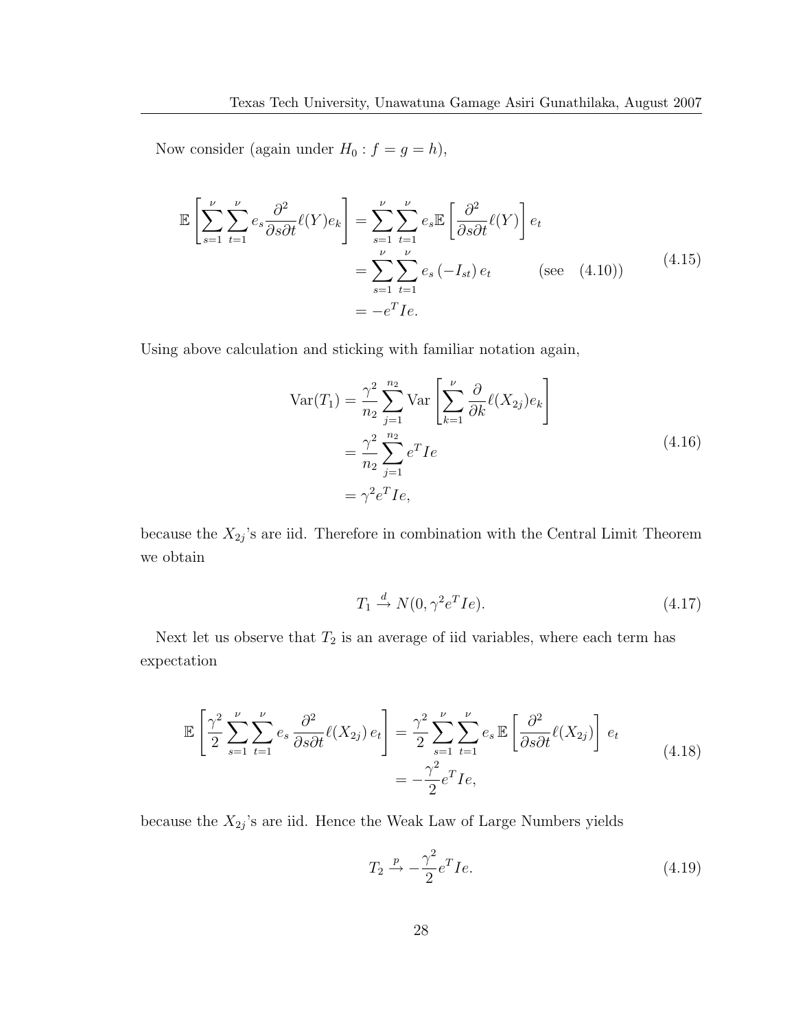Now consider (again under $H_0 : f = g = h$),

$$
\begin{aligned}
\mathbb{E}\left[\sum_{s=1}^{\nu}\sum_{t=1}^{\nu} e_s \frac{\partial^2}{\partial s \partial t}\ell(Y) e_k\right] &= \sum_{s=1}^{\nu}\sum_{t=1}^{\nu} e_s \mathbb{E}\left[\frac{\partial^2}{\partial s \partial t}\ell(Y)\right] e_t \\
&= \sum_{s=1}^{\nu}\sum_{t=1}^{\nu} e_s \left(-I_{st}\right) e_t \qquad \text{(see} \quad \text{(4.10))} \\
&= -e^T I e.
\end{aligned}
\tag{4.15}
$$

Using above calculation and sticking with familiar notation again,

$$
\begin{aligned}
\mathrm{Var}(T_1) &= \frac{\gamma^2}{n_2}\sum_{j=1}^{n_2} \mathrm{Var}\left[\sum_{k=1}^{\nu} \frac{\partial}{\partial k}\ell(X_{2j}) e_k\right] \\
&= \frac{\gamma^2}{n_2}\sum_{j=1}^{n_2} e^T I e \\
&= \gamma^2 e^T I e,
\end{aligned}
\tag{4.16}
$$

because the $X_{2j}$'s are iid. Therefore in combination with the Central Limit Theorem we obtain

$$
T_1 \xrightarrow{d} N(0, \gamma^2 e^T I e). \tag{4.17}
$$

Next let us observe that $T_2$ is an average of iid variables, where each term has expectation

$$
\begin{aligned}
\mathbb{E}\left[\frac{\gamma^2}{2}\sum_{s=1}^{\nu}\sum_{t=1}^{\nu} e_s \, \frac{\partial^2}{\partial s \partial t}\ell(X_{2j})\, e_t\right] &= \frac{\gamma^2}{2}\sum_{s=1}^{\nu}\sum_{t=1}^{\nu} e_s \, \mathbb{E}\left[\frac{\partial^2}{\partial s \partial t}\ell(X_{2j})\right] \, e_t \\
&= -\frac{\gamma^2}{2} e^T I e,
\end{aligned}
\tag{4.18}
$$

because the $X_{2j}$'s are iid. Hence the Weak Law of Large Numbers yields

$$
T_2 \xrightarrow{p} -\frac{\gamma^2}{2} e^T I e. \tag{4.19}
$$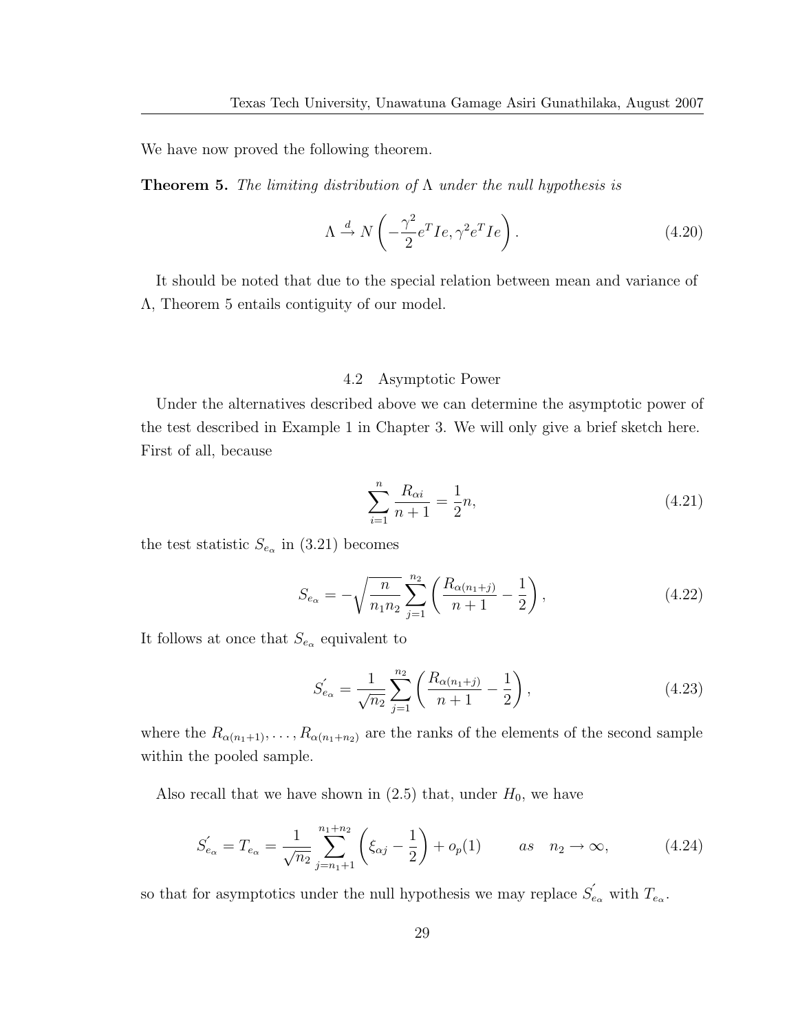We have now proved the following theorem.

**Theorem 5.** *The limiting distribution of $\Lambda$ under the null hypothesis is*

$$\Lambda \xrightarrow{d} N\left(-\frac{\gamma^2}{2}e^T Ie, \gamma^2 e^T Ie\right). \tag{4.20}$$

It should be noted that due to the special relation between mean and variance of $\Lambda$, Theorem 5 entails contiguity of our model.

## 4.2 Asymptotic Power

Under the alternatives described above we can determine the asymptotic power of the test described in Example 1 in Chapter 3. We will only give a brief sketch here. First of all, because

$$\sum_{i=1}^{n} \frac{R_{\alpha i}}{n+1} = \frac{1}{2}n, \tag{4.21}$$

the test statistic $S_{e_\alpha}$ in (3.21) becomes

$$S_{e_\alpha} = -\sqrt{\frac{n}{n_1 n_2}} \sum_{j=1}^{n_2} \left(\frac{R_{\alpha(n_1+j)}}{n+1} - \frac{1}{2}\right), \tag{4.22}$$

It follows at once that $S_{e_\alpha}$ equivalent to

$$S_{e_\alpha}^{'} = \frac{1}{\sqrt{n_2}} \sum_{j=1}^{n_2} \left(\frac{R_{\alpha(n_1+j)}}{n+1} - \frac{1}{2}\right), \tag{4.23}$$

where the $R_{\alpha(n_1+1)}, \ldots, R_{\alpha(n_1+n_2)}$ are the ranks of the elements of the second sample within the pooled sample.

Also recall that we have shown in (2.5) that, under $H_0$, we have

$$S_{e_\alpha}^{'} = T_{e_\alpha} = \frac{1}{\sqrt{n_2}} \sum_{j=n_1+1}^{n_1+n_2} \left(\xi_{\alpha j} - \frac{1}{2}\right) + o_p(1) \qquad as \quad n_2 \to \infty, \tag{4.24}$$

so that for asymptotics under the null hypothesis we may replace $S_{e_\alpha}^{'}$ with $T_{e_\alpha}$.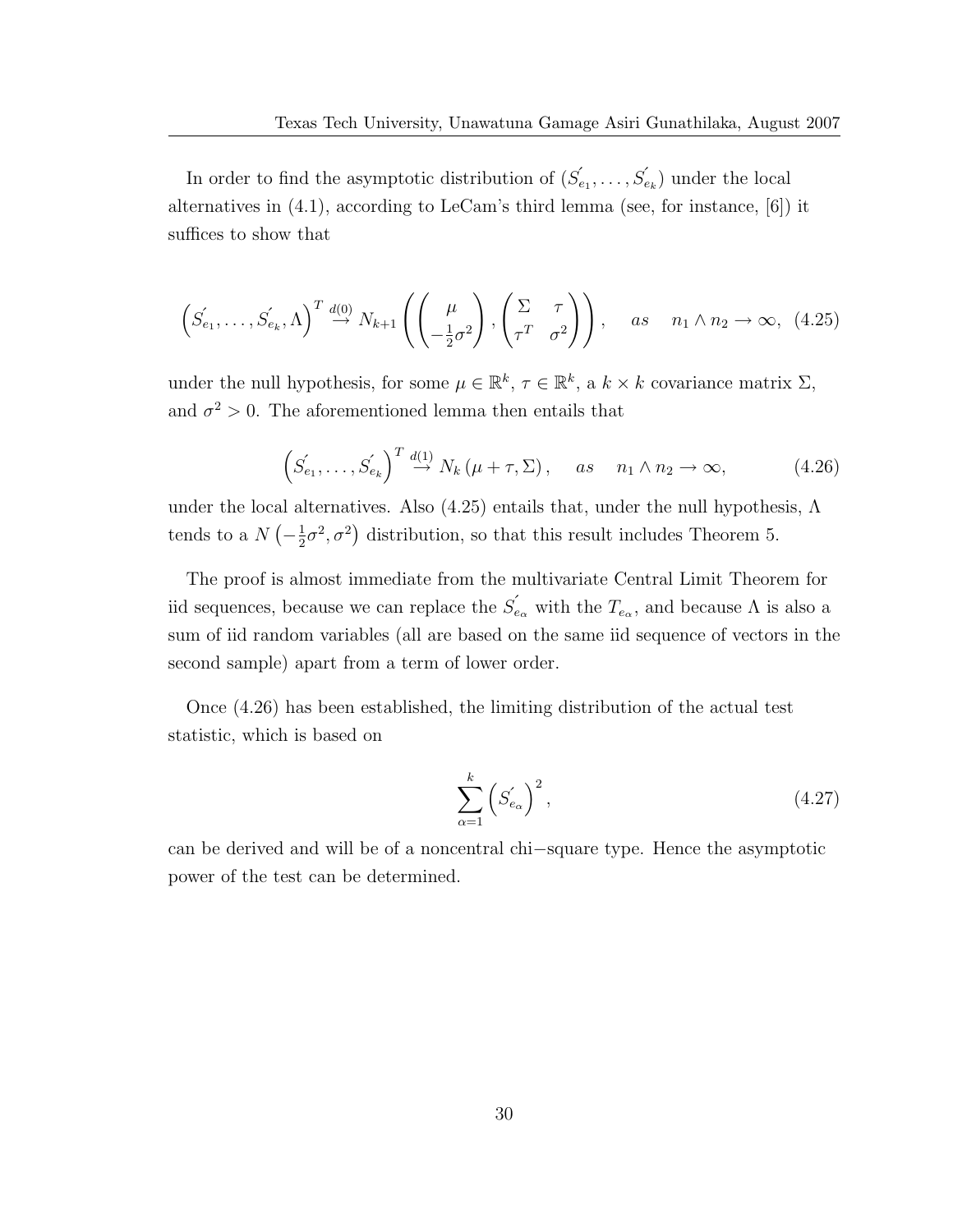In order to find the asymptotic distribution of $(S'_{e_1}, \ldots, S'_{e_k})$ under the local alternatives in (4.1), according to LeCam's third lemma (see, for instance, [6]) it suffices to show that

$$\left(S'_{e_1}, \ldots, S'_{e_k}, \Lambda\right)^T \overset{d(0)}{\rightarrow} N_{k+1}\left(\begin{pmatrix} \mu \\ -\frac{1}{2}\sigma^2 \end{pmatrix}, \begin{pmatrix} \Sigma & \tau \\ \tau^T & \sigma^2 \end{pmatrix}\right), \quad as \quad n_1 \wedge n_2 \rightarrow \infty, \tag{4.25}$$

under the null hypothesis, for some $\mu \in \mathbb{R}^k$, $\tau \in \mathbb{R}^k$, a $k \times k$ covariance matrix $\Sigma$, and $\sigma^2 > 0$. The aforementioned lemma then entails that

$$\left(S'_{e_1}, \ldots, S'_{e_k}\right)^T \overset{d(1)}{\rightarrow} N_k\left(\mu + \tau, \Sigma\right), \quad as \quad n_1 \wedge n_2 \rightarrow \infty, \tag{4.26}$$

under the local alternatives. Also (4.25) entails that, under the null hypothesis, $\Lambda$ tends to a $N\left(-\frac{1}{2}\sigma^2, \sigma^2\right)$ distribution, so that this result includes Theorem 5.

The proof is almost immediate from the multivariate Central Limit Theorem for iid sequences, because we can replace the $S'_{e_\alpha}$ with the $T_{e_\alpha}$, and because $\Lambda$ is also a sum of iid random variables (all are based on the same iid sequence of vectors in the second sample) apart from a term of lower order.

Once (4.26) has been established, the limiting distribution of the actual test statistic, which is based on

$$\sum_{\alpha=1}^{k}\left(S'_{e_\alpha}\right)^2, \tag{4.27}$$

can be derived and will be of a noncentral chi−square type. Hence the asymptotic power of the test can be determined.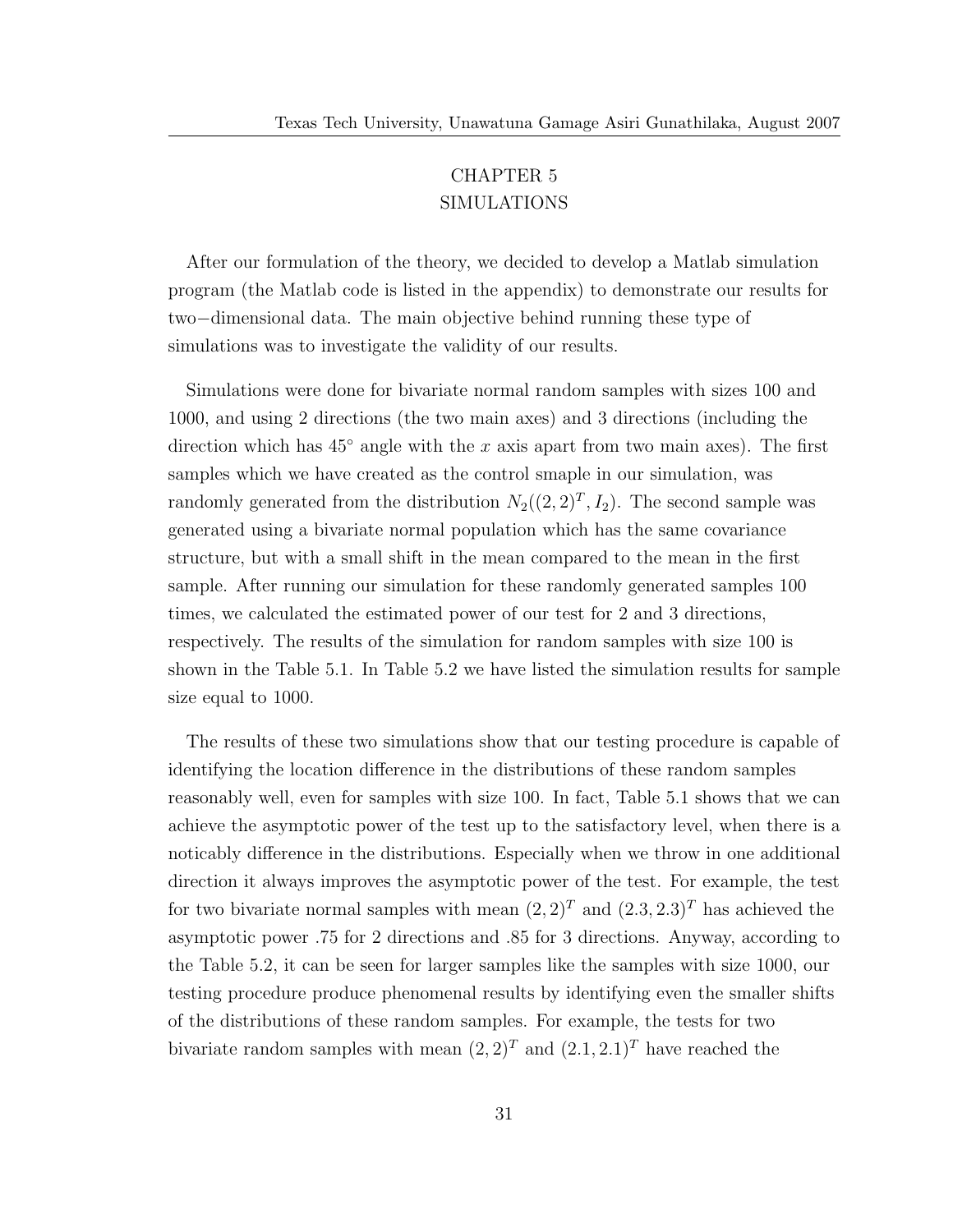# CHAPTER 5
# SIMULATIONS

After our formulation of the theory, we decided to develop a Matlab simulation program (the Matlab code is listed in the appendix) to demonstrate our results for two−dimensional data. The main objective behind running these type of simulations was to investigate the validity of our results.

Simulations were done for bivariate normal random samples with sizes 100 and 1000, and using 2 directions (the two main axes) and 3 directions (including the direction which has $45^\circ$ angle with the $x$ axis apart from two main axes). The first samples which we have created as the control smaple in our simulation, was randomly generated from the distribution $N_2((2,2)^T, I_2)$. The second sample was generated using a bivariate normal population which has the same covariance structure, but with a small shift in the mean compared to the mean in the first sample. After running our simulation for these randomly generated samples 100 times, we calculated the estimated power of our test for 2 and 3 directions, respectively. The results of the simulation for random samples with size 100 is shown in the Table 5.1. In Table 5.2 we have listed the simulation results for sample size equal to 1000.

The results of these two simulations show that our testing procedure is capable of identifying the location difference in the distributions of these random samples reasonably well, even for samples with size 100. In fact, Table 5.1 shows that we can achieve the asymptotic power of the test up to the satisfactory level, when there is a noticably difference in the distributions. Especially when we throw in one additional direction it always improves the asymptotic power of the test. For example, the test for two bivariate normal samples with mean $(2,2)^T$ and $(2.3,2.3)^T$ has achieved the asymptotic power .75 for 2 directions and .85 for 3 directions. Anyway, according to the Table 5.2, it can be seen for larger samples like the samples with size 1000, our testing procedure produce phenomenal results by identifying even the smaller shifts of the distributions of these random samples. For example, the tests for two bivariate random samples with mean $(2,2)^T$ and $(2.1,2.1)^T$ have reached the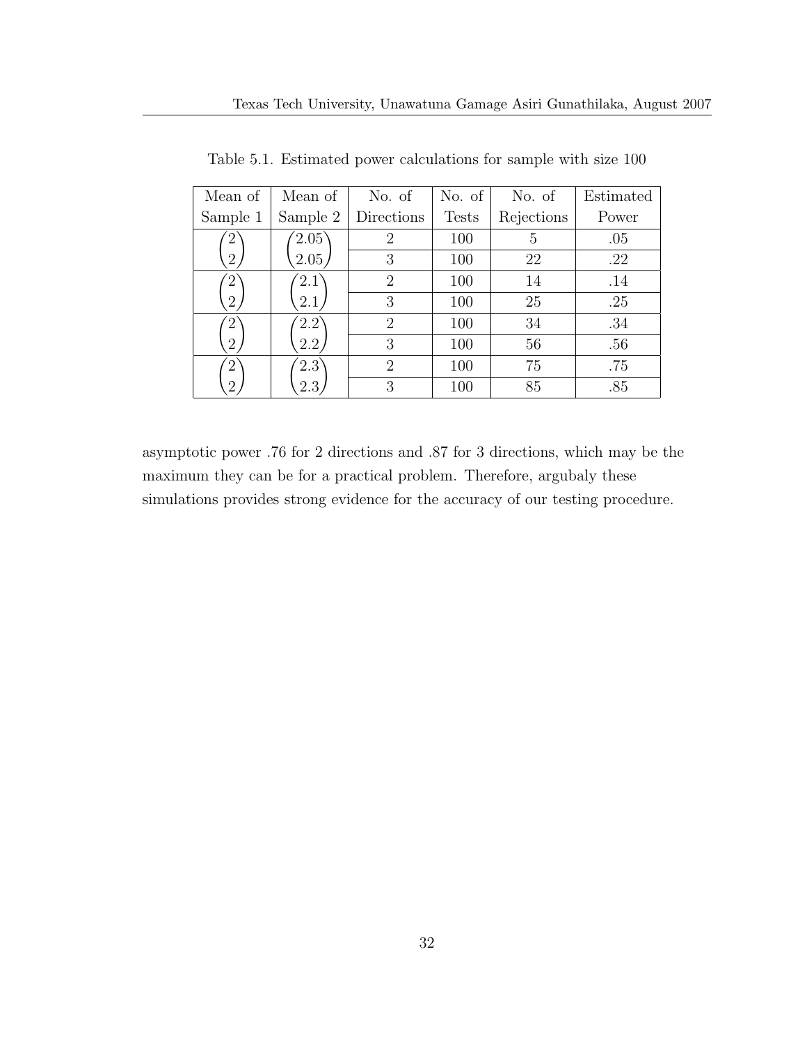Table 5.1. Estimated power calculations for sample with size 100

| Mean of Sample 1 | Mean of Sample 2 | No. of Directions | No. of Tests | No. of Rejections | Estimated Power |
|---|---|---|---|---|---|
| $\begin{pmatrix} 2 \\ 2 \end{pmatrix}$ | $\begin{pmatrix} 2.05 \\ 2.05 \end{pmatrix}$ | 2 | 100 | 5 | .05 |
| | | 3 | 100 | 22 | .22 |
| $\begin{pmatrix} 2 \\ 2 \end{pmatrix}$ | $\begin{pmatrix} 2.1 \\ 2.1 \end{pmatrix}$ | 2 | 100 | 14 | .14 |
| | | 3 | 100 | 25 | .25 |
| $\begin{pmatrix} 2 \\ 2 \end{pmatrix}$ | $\begin{pmatrix} 2.2 \\ 2.2 \end{pmatrix}$ | 2 | 100 | 34 | .34 |
| | | 3 | 100 | 56 | .56 |
| $\begin{pmatrix} 2 \\ 2 \end{pmatrix}$ | $\begin{pmatrix} 2.3 \\ 2.3 \end{pmatrix}$ | 2 | 100 | 75 | .75 |
| | | 3 | 100 | 85 | .85 |

asymptotic power .76 for 2 directions and .87 for 3 directions, which may be the maximum they can be for a practical problem. Therefore, argubaly these simulations provides strong evidence for the accuracy of our testing procedure.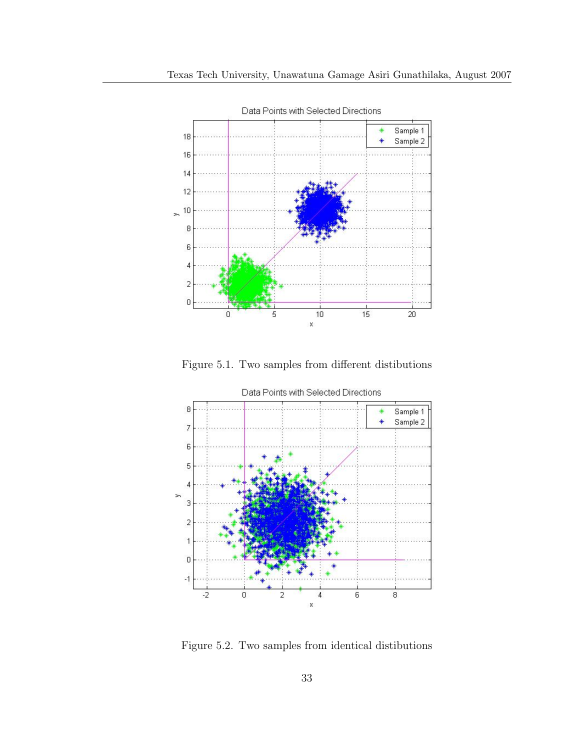Figure 5.1. Two samples from different distibutions

Figure 5.2. Two samples from identical distibutions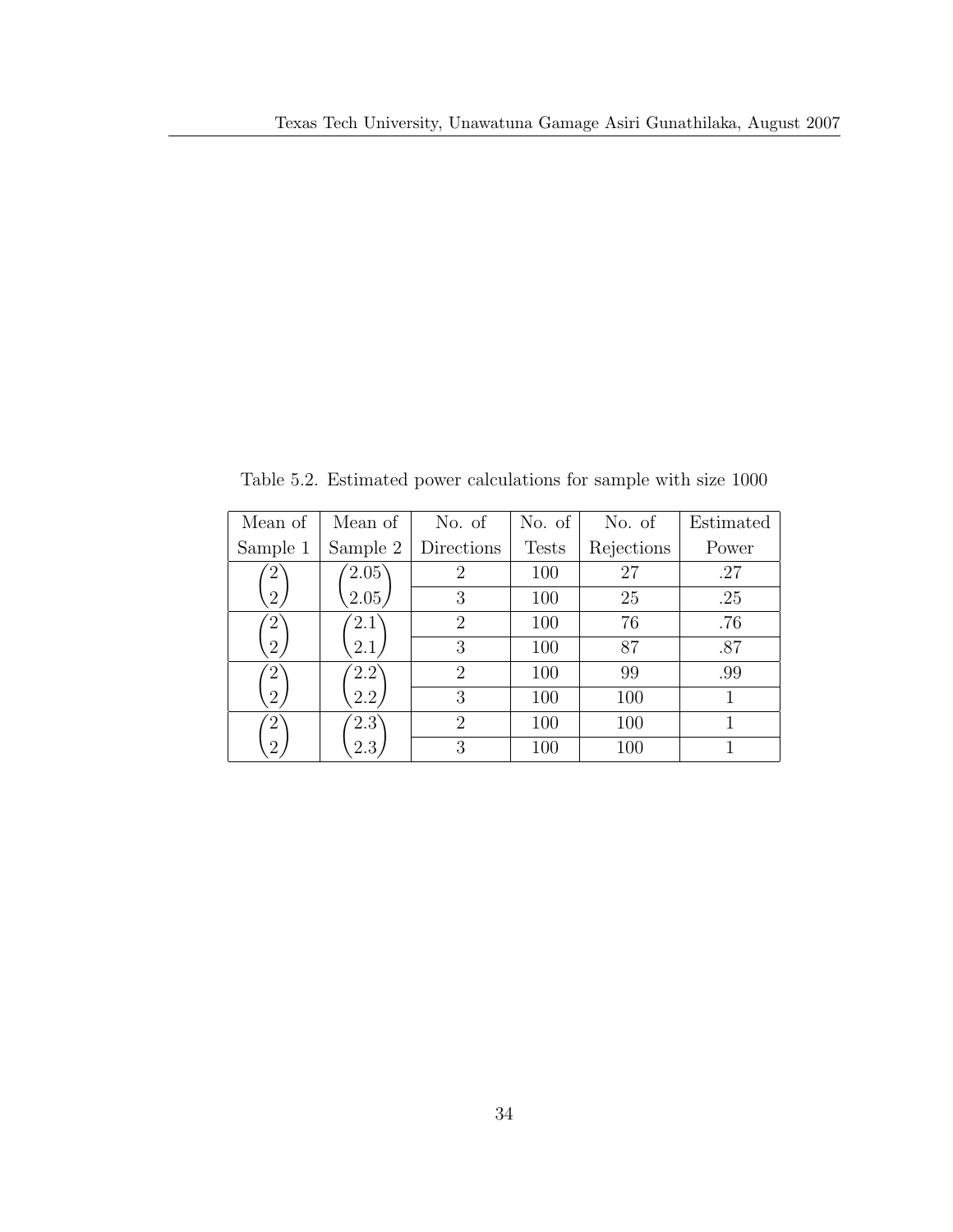Table 5.2. Estimated power calculations for sample with size 1000

| Mean of Sample 1 | Mean of Sample 2 | No. of Directions | No. of Tests | No. of Rejections | Estimated Power |
|---|---|---|---|---|---|
| $\begin{pmatrix} 2 \\ 2 \end{pmatrix}$ | $\begin{pmatrix} 2.05 \\ 2.05 \end{pmatrix}$ | 2 | 100 | 27 | .27 |
| | | 3 | 100 | 25 | .25 |
| $\begin{pmatrix} 2 \\ 2 \end{pmatrix}$ | $\begin{pmatrix} 2.1 \\ 2.1 \end{pmatrix}$ | 2 | 100 | 76 | .76 |
| | | 3 | 100 | 87 | .87 |
| $\begin{pmatrix} 2 \\ 2 \end{pmatrix}$ | $\begin{pmatrix} 2.2 \\ 2.2 \end{pmatrix}$ | 2 | 100 | 99 | .99 |
| | | 3 | 100 | 100 | 1 |
| $\begin{pmatrix} 2 \\ 2 \end{pmatrix}$ | $\begin{pmatrix} 2.3 \\ 2.3 \end{pmatrix}$ | 2 | 100 | 100 | 1 |
| | | 3 | 100 | 100 | 1 |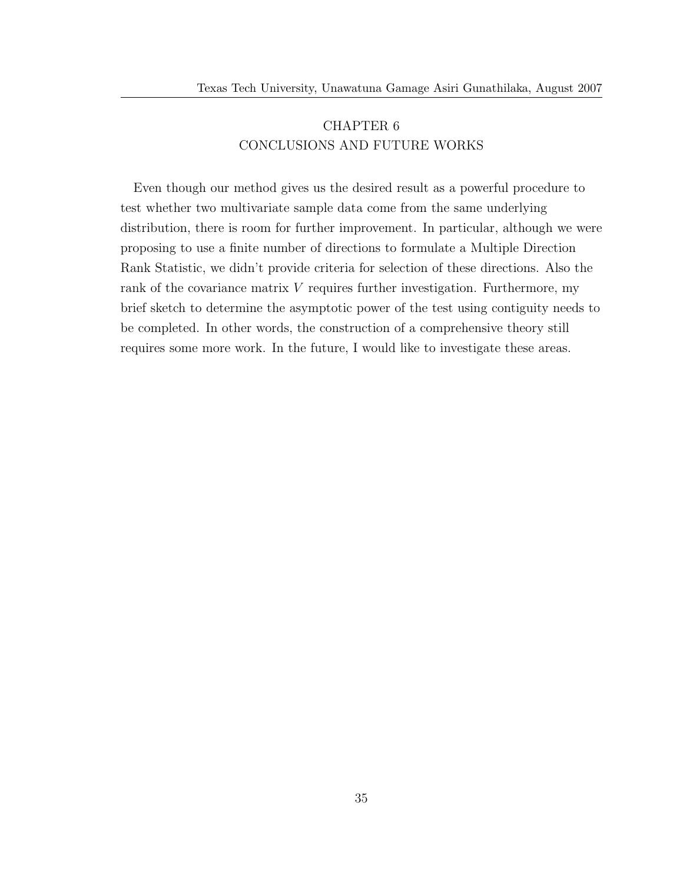# CHAPTER 6
# CONCLUSIONS AND FUTURE WORKS

Even though our method gives us the desired result as a powerful procedure to test whether two multivariate sample data come from the same underlying distribution, there is room for further improvement. In particular, although we were proposing to use a finite number of directions to formulate a Multiple Direction Rank Statistic, we didn't provide criteria for selection of these directions. Also the rank of the covariance matrix $V$ requires further investigation. Furthermore, my brief sketch to determine the asymptotic power of the test using contiguity needs to be completed. In other words, the construction of a comprehensive theory still requires some more work. In the future, I would like to investigate these areas.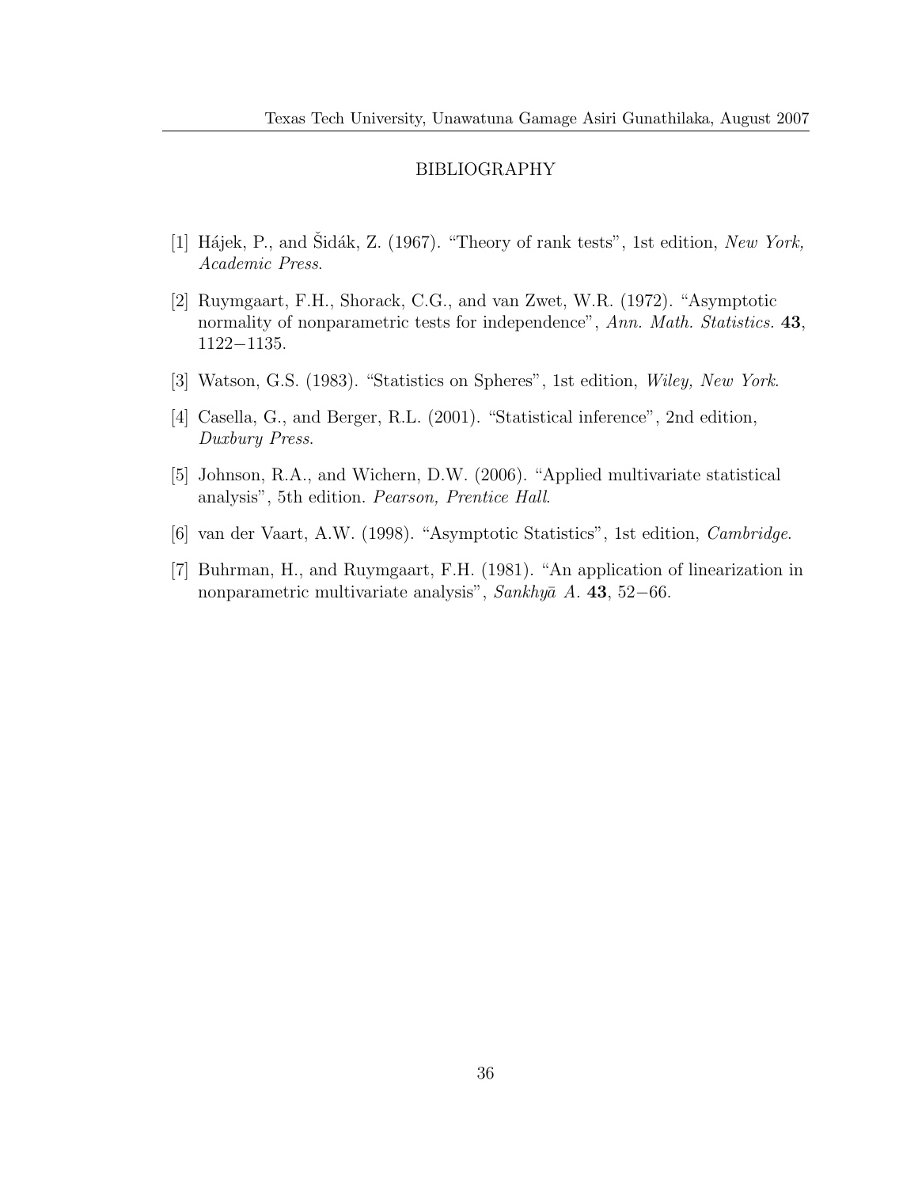# BIBLIOGRAPHY

[1] Hájek, P., and Šidák, Z. (1967). "Theory of rank tests", 1st edition, *New York, Academic Press*.

[2] Ruymgaart, F.H., Shorack, C.G., and van Zwet, W.R. (1972). "Asymptotic normality of nonparametric tests for independence", *Ann. Math. Statistics.* **43**, 1122−1135.

[3] Watson, G.S. (1983). "Statistics on Spheres", 1st edition, *Wiley, New York*.

[4] Casella, G., and Berger, R.L. (2001). "Statistical inference", 2nd edition, *Duxbury Press*.

[5] Johnson, R.A., and Wichern, D.W. (2006). "Applied multivariate statistical analysis", 5th edition. *Pearson, Prentice Hall*.

[6] van der Vaart, A.W. (1998). "Asymptotic Statistics", 1st edition, *Cambridge*.

[7] Buhrman, H., and Ruymgaart, F.H. (1981). "An application of linearization in nonparametric multivariate analysis", *Sankhyā A.* **43**, 52−66.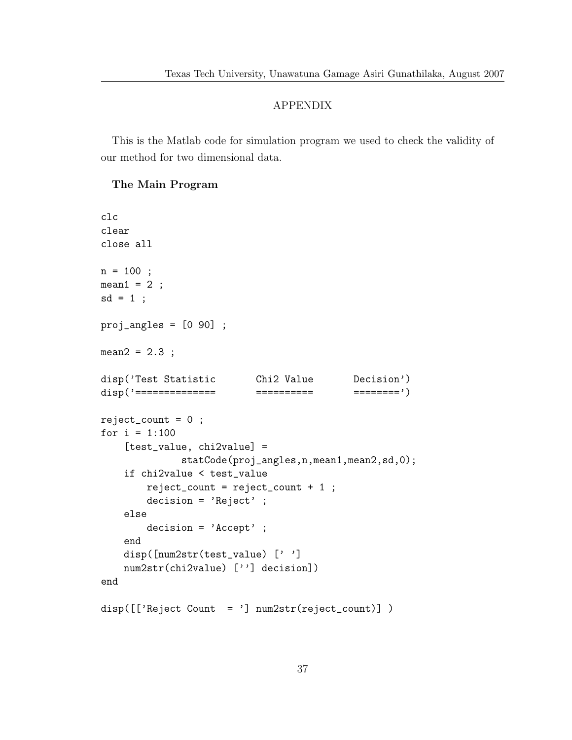## APPENDIX

This is the Matlab code for simulation program we used to check the validity of our method for two dimensional data.

**The Main Program**

```
clc
clear
close all

n = 100 ;
mean1 = 2 ;
sd = 1 ;

proj_angles = [0 90] ;

mean2 = 2.3 ;

disp('Test Statistic       Chi2 Value       Decision')
disp('==============       ==========       ========')

reject_count = 0 ;
for i = 1:100
    [test_value, chi2value] =
              statCode(proj_angles,n,mean1,mean2,sd,0);
    if chi2value < test_value
        reject_count = reject_count + 1 ;
        decision = 'Reject' ;
    else
        decision = 'Accept' ;
    end
    disp([num2str(test_value) [' ']
    num2str(chi2value) [''] decision])
end

disp([['Reject Count  = '] num2str(reject_count)] )
```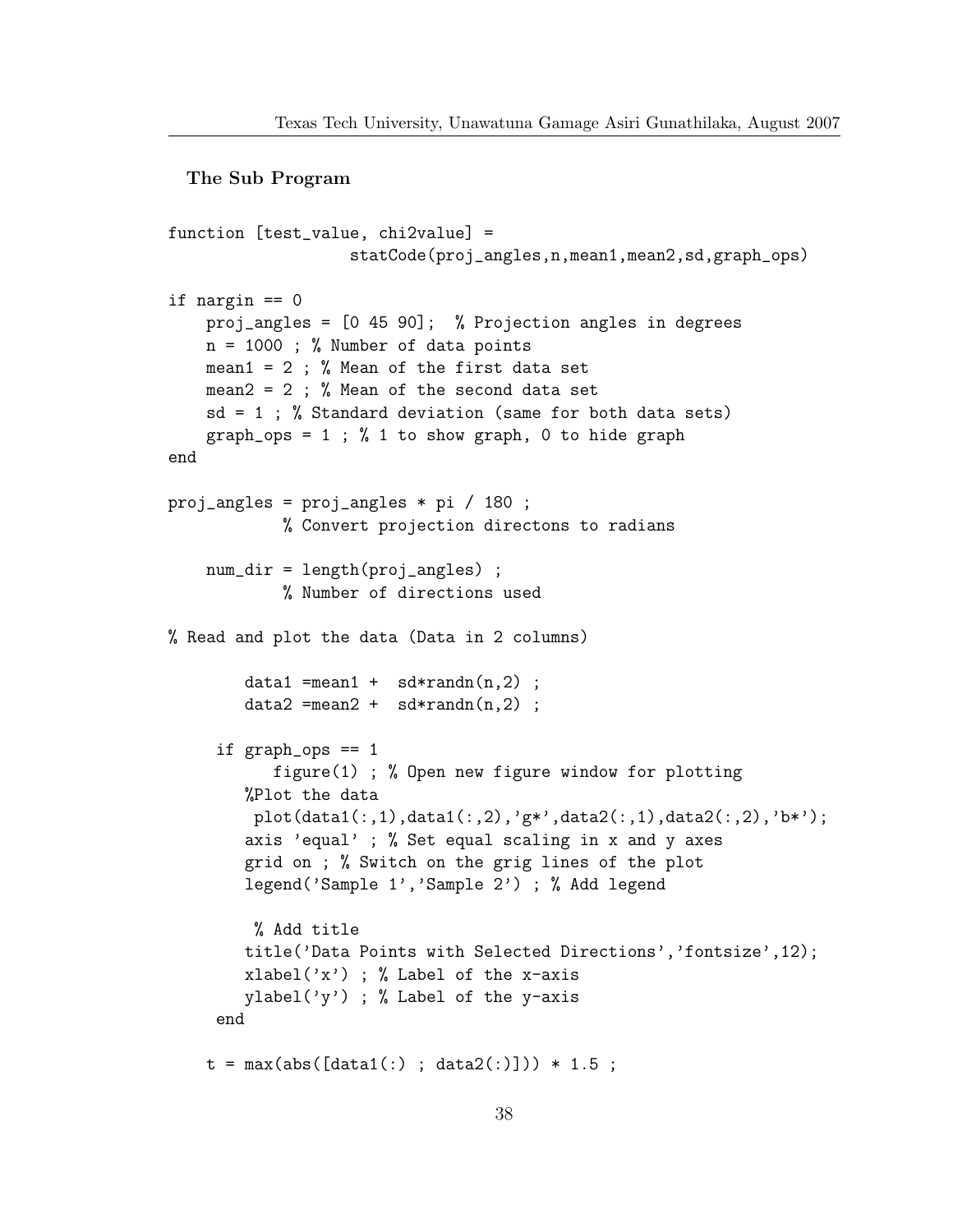**The Sub Program**

```
function [test_value, chi2value] =
                   statCode(proj_angles,n,mean1,mean2,sd,graph_ops)

if nargin == 0
    proj_angles = [0 45 90];  % Projection angles in degrees
    n = 1000 ; % Number of data points
    mean1 = 2 ; % Mean of the first data set
    mean2 = 2 ; % Mean of the second data set
    sd = 1 ; % Standard deviation (same for both data sets)
    graph_ops = 1 ; % 1 to show graph, 0 to hide graph
end

proj_angles = proj_angles * pi / 180 ;
            % Convert projection directons to radians

    num_dir = length(proj_angles) ;
            % Number of directions used

% Read and plot the data (Data in 2 columns)

        data1 =mean1 +  sd*randn(n,2) ;
        data2 =mean2 +  sd*randn(n,2) ;

     if graph_ops == 1
           figure(1) ; % Open new figure window for plotting
        %Plot the data
         plot(data1(:,1),data1(:,2),'g*',data2(:,1),data2(:,2),'b*');
        axis 'equal' ; % Set equal scaling in x and y axes
        grid on ; % Switch on the grig lines of the plot
        legend('Sample 1','Sample 2') ; % Add legend

         % Add title
        title('Data Points with Selected Directions','fontsize',12);
        xlabel('x') ; % Label of the x-axis
        ylabel('y') ; % Label of the y-axis
     end

    t = max(abs([data1(:) ; data2(:)])) * 1.5 ;
```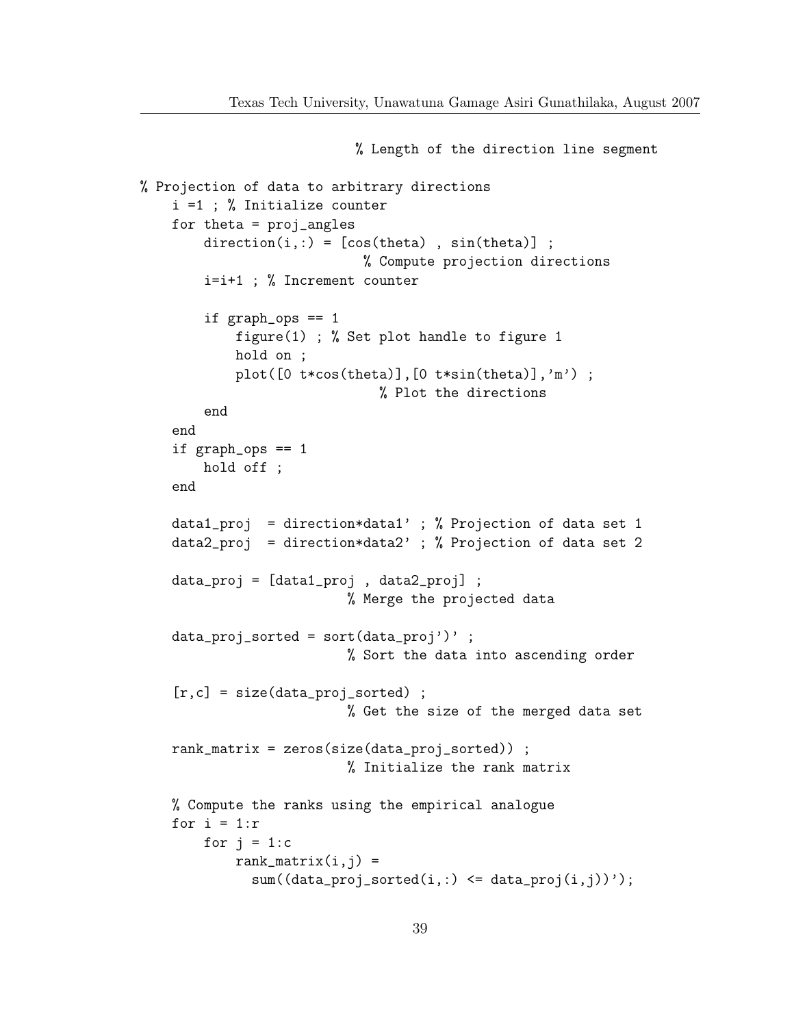```
                        % Length of the direction line segment

% Projection of data to arbitrary directions
    i =1 ; % Initialize counter
    for theta = proj_angles
        direction(i,:) = [cos(theta) , sin(theta)] ;
                          % Compute projection directions
        i=i+1 ; % Increment counter

        if graph_ops == 1
            figure(1) ; % Set plot handle to figure 1
            hold on ;
            plot([0 t*cos(theta)],[0 t*sin(theta)],'m') ;
                           % Plot the directions
        end
    end
    if graph_ops == 1
        hold off ;
    end

    data1_proj  = direction*data1' ; % Projection of data set 1
    data2_proj  = direction*data2' ; % Projection of data set 2

    data_proj = [data1_proj , data2_proj] ;
                       % Merge the projected data

    data_proj_sorted = sort(data_proj')' ;
                       % Sort the data into ascending order

    [r,c] = size(data_proj_sorted) ;
                       % Get the size of the merged data set

    rank_matrix = zeros(size(data_proj_sorted)) ;
                       % Initialize the rank matrix

    % Compute the ranks using the empirical analogue
    for i = 1:r
        for j = 1:c
            rank_matrix(i,j) =
              sum((data_proj_sorted(i,:) <= data_proj(i,j))');
```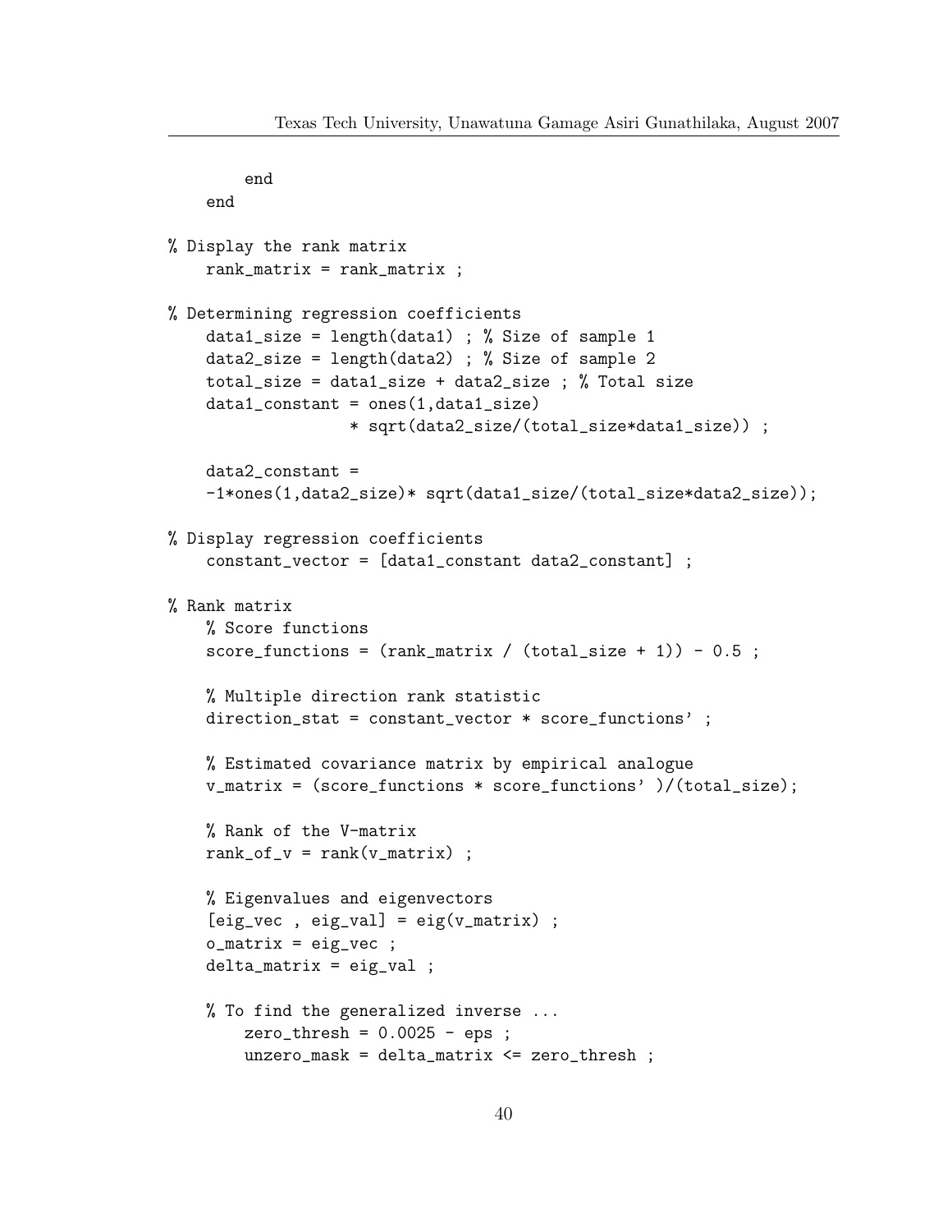```
        end
    end

% Display the rank matrix
    rank_matrix = rank_matrix ;

% Determining regression coefficients
    data1_size = length(data1) ; % Size of sample 1
    data2_size = length(data2) ; % Size of sample 2
    total_size = data1_size + data2_size ; % Total size
    data1_constant = ones(1,data1_size)
                  * sqrt(data2_size/(total_size*data1_size)) ;

    data2_constant =
    -1*ones(1,data2_size)* sqrt(data1_size/(total_size*data2_size));

% Display regression coefficients
    constant_vector = [data1_constant data2_constant] ;

% Rank matrix
    % Score functions
    score_functions = (rank_matrix / (total_size + 1)) - 0.5 ;

    % Multiple direction rank statistic
    direction_stat = constant_vector * score_functions' ;

    % Estimated covariance matrix by empirical analogue
    v_matrix = (score_functions * score_functions' )/(total_size);

    % Rank of the V-matrix
    rank_of_v = rank(v_matrix) ;

    % Eigenvalues and eigenvectors
    [eig_vec , eig_val] = eig(v_matrix) ;
    o_matrix = eig_vec ;
    delta_matrix = eig_val ;

    % To find the generalized inverse ...
        zero_thresh = 0.0025 - eps ;
        unzero_mask = delta_matrix <= zero_thresh ;
```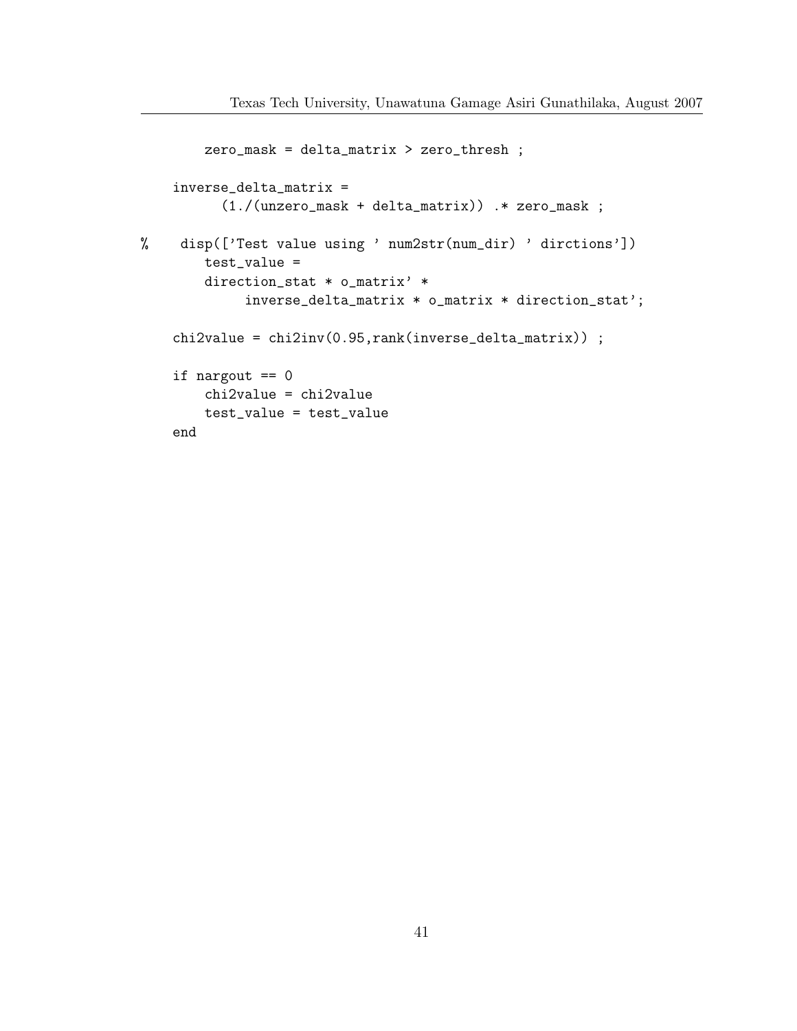```
        zero_mask = delta_matrix > zero_thresh ;

    inverse_delta_matrix =
          (1./(unzero_mask + delta_matrix)) .* zero_mask ;

%    disp(['Test value using ' num2str(num_dir) ' dirctions'])
        test_value =
        direction_stat * o_matrix' *
             inverse_delta_matrix * o_matrix * direction_stat';

    chi2value = chi2inv(0.95,rank(inverse_delta_matrix)) ;

    if nargout == 0
        chi2value = chi2value
        test_value = test_value
    end
```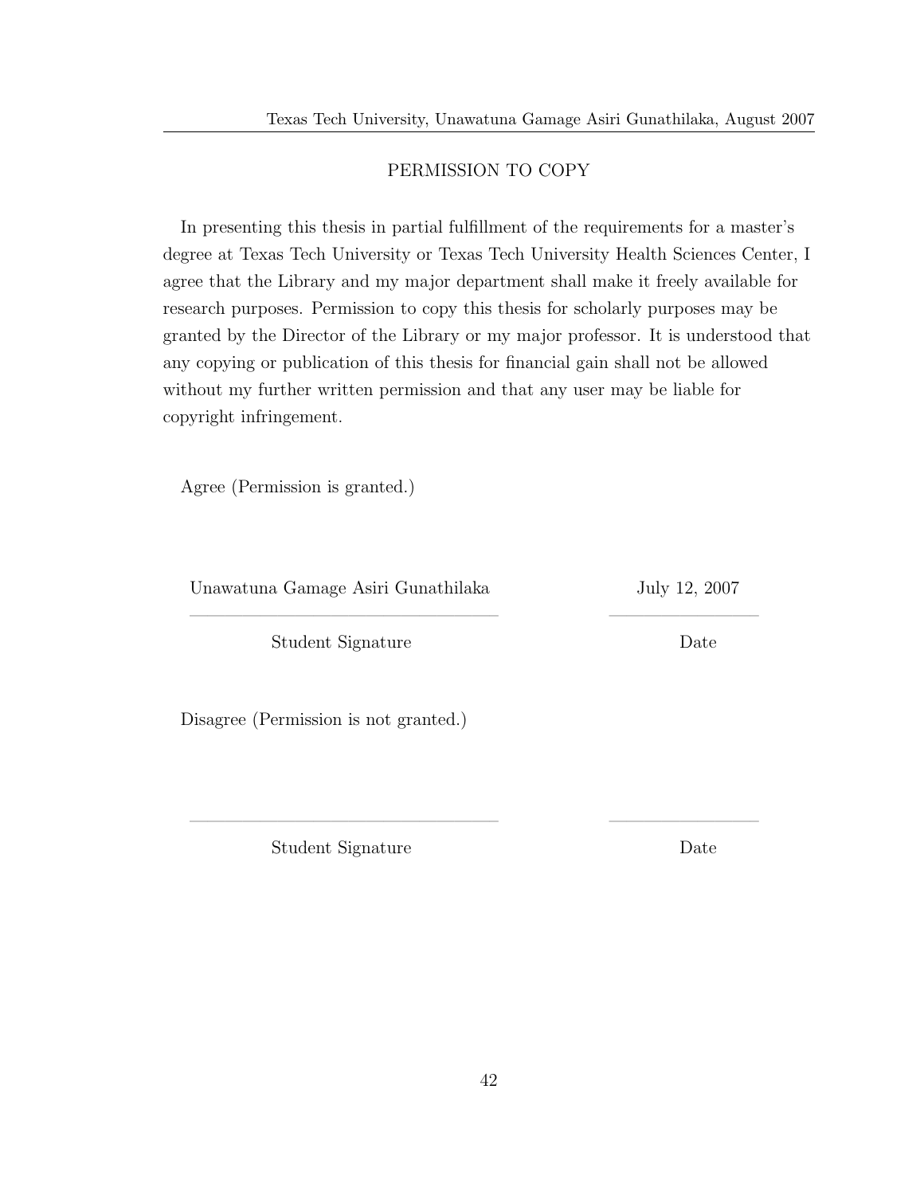## PERMISSION TO COPY

In presenting this thesis in partial fulfillment of the requirements for a master's degree at Texas Tech University or Texas Tech University Health Sciences Center, I agree that the Library and my major department shall make it freely available for research purposes. Permission to copy this thesis for scholarly purposes may be granted by the Director of the Library or my major professor. It is understood that any copying or publication of this thesis for financial gain shall not be allowed without my further written permission and that any user may be liable for copyright infringement.

Agree (Permission is granted.)

| | |
|---|---|
| Unawatuna Gamage Asiri Gunathilaka | July 12, 2007 |
| Student Signature | Date |

Disagree (Permission is not granted.)

| | |
|---|---|
| | |
| Student Signature | Date |